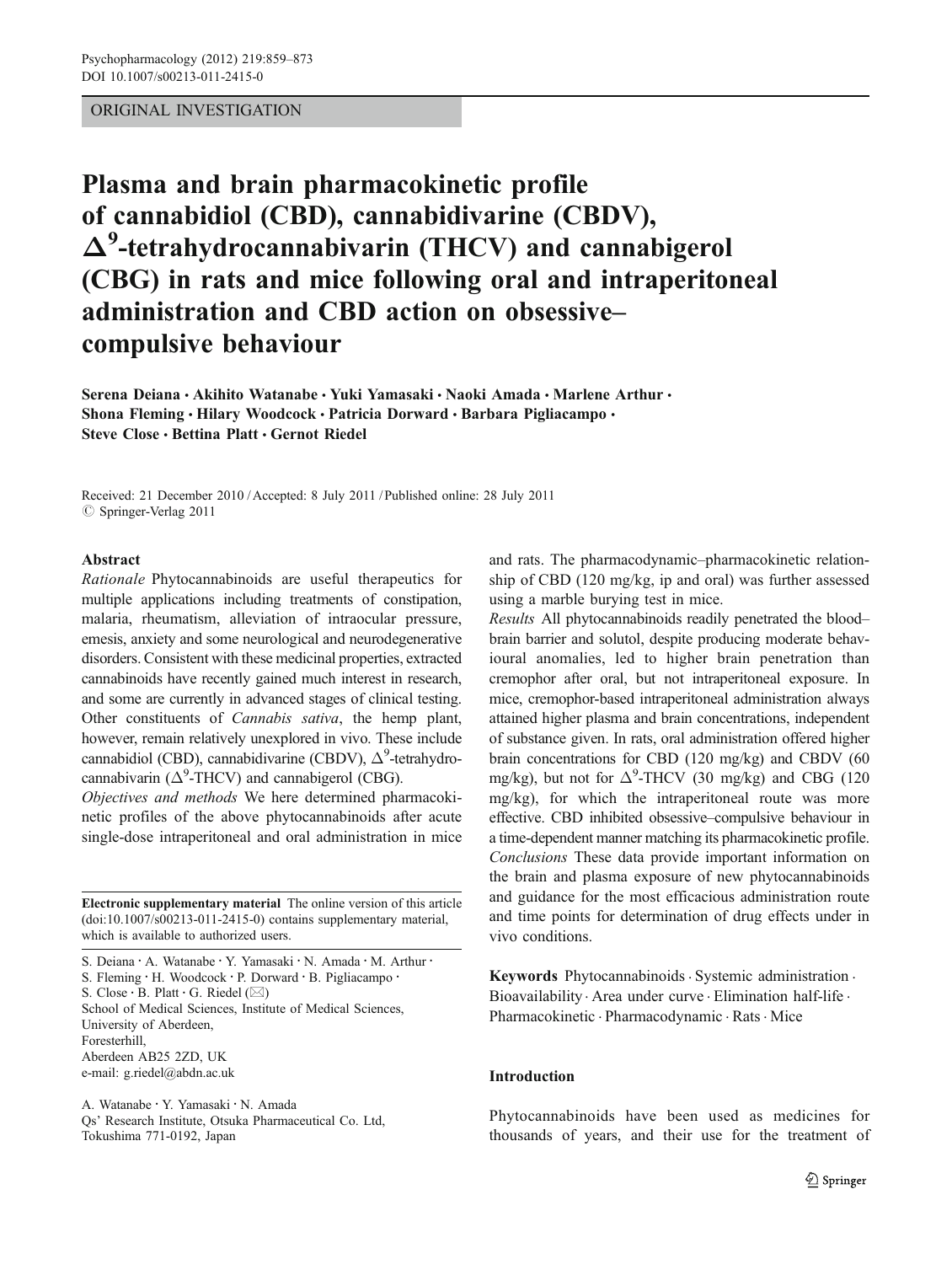ORIGINAL INVESTIGATION

# Plasma and brain pharmacokinetic profile of cannabidiol (CBD), cannabidivarine (CBDV), $\Delta^9$-tetrahydrocannabivarin (THCV) and cannabigerol (CBG) in rats and mice following oral and intraperitoneal administration and CBD action on obsessive–compulsive behaviour

**Serena Deiana · Akihito Watanabe · Yuki Yamasaki · Naoki Amada · Marlene Arthur · Shona Fleming · Hilary Woodcock · Patricia Dorward · Barbara Pigliacampo · Steve Close · Bettina Platt · Gernot Riedel**

Received: 21 December 2010 / Accepted: 8 July 2011 / Published online: 28 July 2011
© Springer-Verlag 2011

## Abstract

*Rationale* Phytocannabinoids are useful therapeutics for multiple applications including treatments of constipation, malaria, rheumatism, alleviation of intraocular pressure, emesis, anxiety and some neurological and neurodegenerative disorders. Consistent with these medicinal properties, extracted cannabinoids have recently gained much interest in research, and some are currently in advanced stages of clinical testing. Other constituents of *Cannabis sativa*, the hemp plant, however, remain relatively unexplored in vivo. These include cannabidiol (CBD), cannabidivarine (CBDV), $\Delta^9$-tetrahydrocannabivarin ($\Delta^9$-THCV) and cannabigerol (CBG).

*Objectives and methods* We here determined pharmacokinetic profiles of the above phytocannabinoids after acute single-dose intraperitoneal and oral administration in mice and rats. The pharmacodynamic–pharmacokinetic relationship of CBD (120 mg/kg, ip and oral) was further assessed using a marble burying test in mice.

*Results* All phytocannabinoids readily penetrated the blood–brain barrier and solutol, despite producing moderate behavioural anomalies, led to higher brain penetration than cremophor after oral, but not intraperitoneal exposure. In mice, cremophor-based intraperitoneal administration always attained higher plasma and brain concentrations, independent of substance given. In rats, oral administration offered higher brain concentrations for CBD (120 mg/kg) and CBDV (60 mg/kg), but not for $\Delta^9$-THCV (30 mg/kg) and CBG (120 mg/kg), for which the intraperitoneal route was more effective. CBD inhibited obsessive–compulsive behaviour in a time-dependent manner matching its pharmacokinetic profile.

*Conclusions* These data provide important information on the brain and plasma exposure of new phytocannabinoids and guidance for the most efficacious administration route and time points for determination of drug effects under in vivo conditions.

**Keywords** Phytocannabinoids · Systemic administration · Bioavailability · Area under curve · Elimination half-life · Pharmacokinetic · Pharmacodynamic · Rats · Mice

**Electronic supplementary material** The online version of this article (doi:10.1007/s00213-011-2415-0) contains supplementary material, which is available to authorized users.

S. Deiana · A. Watanabe · Y. Yamasaki · N. Amada · M. Arthur · S. Fleming · H. Woodcock · P. Dorward · B. Pigliacampo · S. Close · B. Platt · G. Riedel (✉)
School of Medical Sciences, Institute of Medical Sciences, University of Aberdeen, Foresterhill, Aberdeen AB25 2ZD, UK
e-mail: g.riedel@abdn.ac.uk

A. Watanabe · Y. Yamasaki · N. Amada
Qs' Research Institute, Otsuka Pharmaceutical Co. Ltd, Tokushima 771-0192, Japan

## Introduction

Phytocannabinoids have been used as medicines for thousands of years, and their use for the treatment of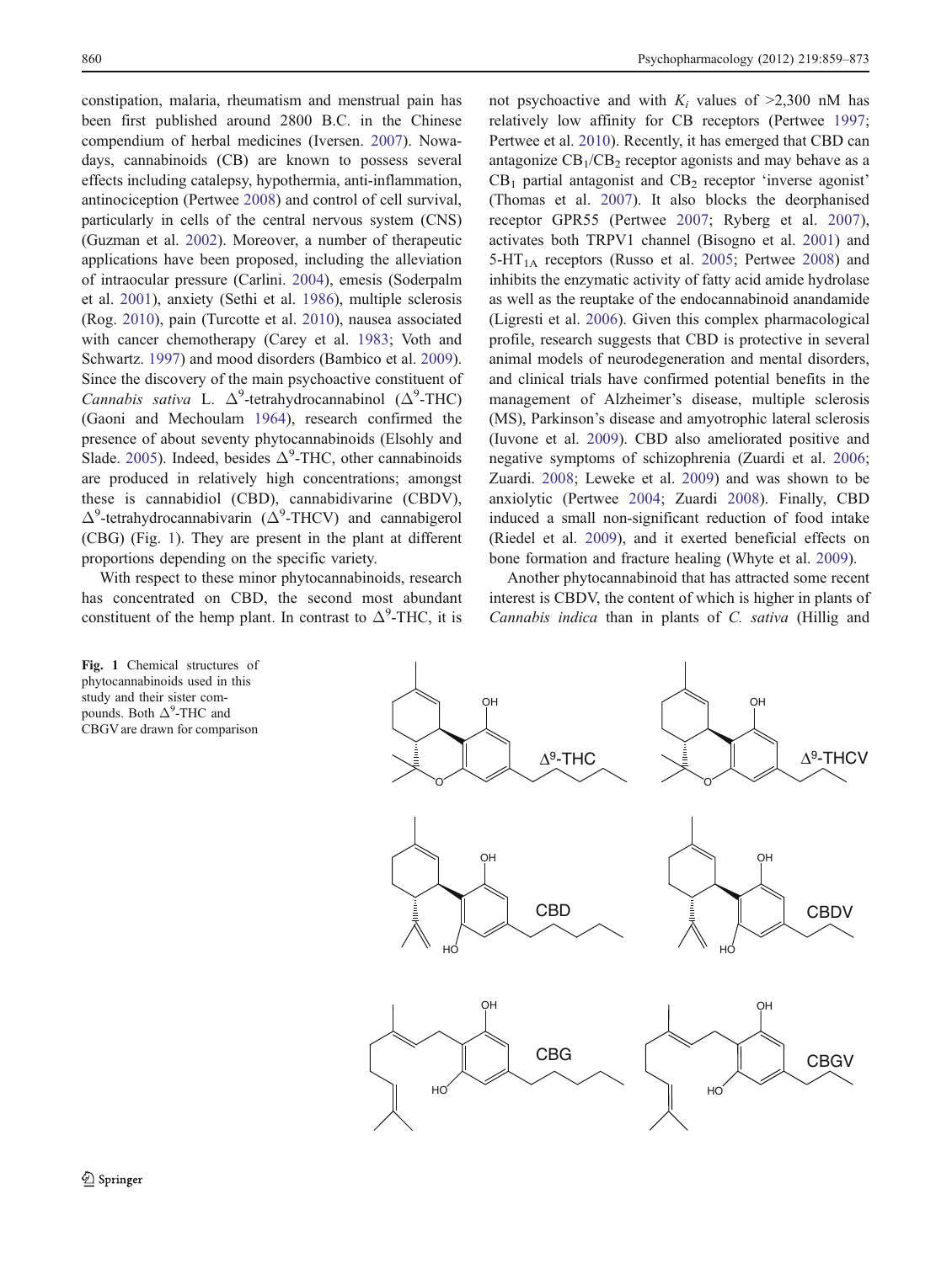constipation, malaria, rheumatism and menstrual pain has been first published around 2800 B.C. in the Chinese compendium of herbal medicines (Iversen. 2007). Nowadays, cannabinoids (CB) are known to possess several effects including catalepsy, hypothermia, anti-inflammation, antinociception (Pertwee 2008) and control of cell survival, particularly in cells of the central nervous system (CNS) (Guzman et al. 2002). Moreover, a number of therapeutic applications have been proposed, including the alleviation of intraocular pressure (Carlini. 2004), emesis (Soderpalm et al. 2001), anxiety (Sethi et al. 1986), multiple sclerosis (Rog. 2010), pain (Turcotte et al. 2010), nausea associated with cancer chemotherapy (Carey et al. 1983; Voth and Schwartz. 1997) and mood disorders (Bambico et al. 2009). Since the discovery of the main psychoactive constituent of *Cannabis sativa* L. $\Delta^9$-tetrahydrocannabinol ($\Delta^9$-THC) (Gaoni and Mechoulam 1964), research confirmed the presence of about seventy phytocannabinoids (Elsohly and Slade. 2005). Indeed, besides $\Delta^9$-THC, other cannabinoids are produced in relatively high concentrations; amongst these is cannabidiol (CBD), cannabidivarine (CBDV), $\Delta^9$-tetrahydrocannabivarin ($\Delta^9$-THCV) and cannabigerol (CBG) (Fig. 1). They are present in the plant at different proportions depending on the specific variety.

With respect to these minor phytocannabinoids, research has concentrated on CBD, the second most abundant constituent of the hemp plant. In contrast to $\Delta^9$-THC, it is not psychoactive and with $K_i$ values of >2,300 nM has relatively low affinity for CB receptors (Pertwee 1997; Pertwee et al. 2010). Recently, it has emerged that CBD can antagonize $CB_1$/$CB_2$ receptor agonists and may behave as a $CB_1$ partial antagonist and $CB_2$ receptor 'inverse agonist' (Thomas et al. 2007). It also blocks the deorphanised receptor GPR55 (Pertwee 2007; Ryberg et al. 2007), activates both TRPV1 channel (Bisogno et al. 2001) and $5\text{-}HT_{1A}$ receptors (Russo et al. 2005; Pertwee 2008) and inhibits the enzymatic activity of fatty acid amide hydrolase as well as the reuptake of the endocannabinoid anandamide (Ligresti et al. 2006). Given this complex pharmacological profile, research suggests that CBD is protective in several animal models of neurodegeneration and mental disorders, and clinical trials have confirmed potential benefits in the management of Alzheimer's disease, multiple sclerosis (MS), Parkinson's disease and amyotrophic lateral sclerosis (Iuvone et al. 2009). CBD also ameliorated positive and negative symptoms of schizophrenia (Zuardi et al. 2006; Zuardi. 2008; Leweke et al. 2009) and was shown to be anxiolytic (Pertwee 2004; Zuardi 2008). Finally, CBD induced a small non-significant reduction of food intake (Riedel et al. 2009), and it exerted beneficial effects on bone formation and fracture healing (Whyte et al. 2009).

Another phytocannabinoid that has attracted some recent interest is CBDV, the content of which is higher in plants of *Cannabis indica* than in plants of *C. sativa* (Hillig and

**Fig. 1** Chemical structures of phytocannabinoids used in this study and their sister compounds. Both $\Delta^9$-THC and CBGV are drawn for comparison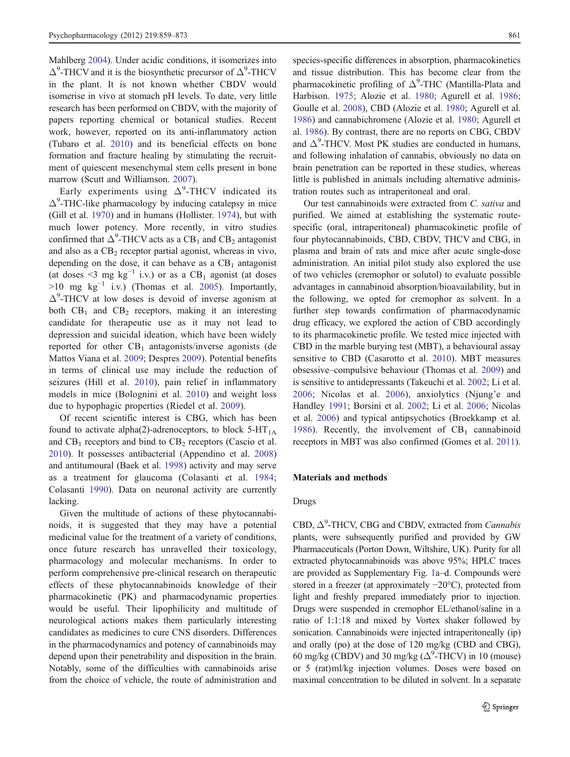Mahlberg 2004). Under acidic conditions, it isomerizes into $\Delta^9$-THCV and it is the biosynthetic precursor of $\Delta^9$-THCV in the plant. It is not known whether CBDV would isomerise in vivo at stomach pH levels. To date, very little research has been performed on CBDV, with the majority of papers reporting chemical or botanical studies. Recent work, however, reported on its anti-inflammatory action (Tubaro et al. 2010) and its beneficial effects on bone formation and fracture healing by stimulating the recruitment of quiescent mesenchymal stem cells present in bone marrow (Scutt and Williamson. 2007).

Early experiments using $\Delta^9$-THCV indicated its $\Delta^9$-THC-like pharmacology by inducing catalepsy in mice (Gill et al. 1970) and in humans (Hollister. 1974), but with much lower potency. More recently, in vitro studies confirmed that $\Delta^9$-THCV acts as a $CB_1$ and $CB_2$ antagonist and also as a $CB_2$ receptor partial agonist, whereas in vivo, depending on the dose, it can behave as a $CB_1$ antagonist (at doses <3 mg $kg^{-1}$ i.v.) or as a $CB_1$ agonist (at doses >10 mg $kg^{-1}$ i.v.) (Thomas et al. 2005). Importantly, $\Delta^9$-THCV at low doses is devoid of inverse agonism at both $CB_1$ and $CB_2$ receptors, making it an interesting candidate for therapeutic use as it may not lead to depression and suicidal ideation, which have been widely reported for other $CB_1$ antagonists/inverse agonists (de Mattos Viana et al. 2009; Despres 2009). Potential benefits in terms of clinical use may include the reduction of seizures (Hill et al. 2010), pain relief in inflammatory models in mice (Bolognini et al. 2010) and weight loss due to hypophagic properties (Riedel et al. 2009).

Of recent scientific interest is CBG, which has been found to activate alpha(2)-adrenoceptors, to block $5\text{-HT}_{1A}$ and $CB_1$ receptors and bind to $CB_2$ receptors (Cascio et al. 2010). It possesses antibacterial (Appendino et al. 2008) and antitumoural (Baek et al. 1998) activity and may serve as a treatment for glaucoma (Colasanti et al. 1984; Colasanti 1990). Data on neuronal activity are currently lacking.

Given the multitude of actions of these phytocannabinoids, it is suggested that they may have a potential medicinal value for the treatment of a variety of conditions, once future research has unravelled their toxicology, pharmacology and molecular mechanisms. In order to perform comprehensive pre-clinical research on therapeutic effects of these phytocannabinoids knowledge of their pharmacokinetic (PK) and pharmacodynamic properties would be useful. Their lipophilicity and multitude of neurological actions makes them particularly interesting candidates as medicines to cure CNS disorders. Differences in the pharmacodynamics and potency of cannabinoids may depend upon their penetrability and disposition in the brain. Notably, some of the difficulties with cannabinoids arise from the choice of vehicle, the route of administration and species-specific differences in absorption, pharmacokinetics and tissue distribution. This has become clear from the pharmacokinetic profiling of $\Delta^9$-THC (Mantilla-Plata and Harbison. 1975; Alozie et al. 1980; Agurell et al. 1986; Goulle et al. 2008), CBD (Alozie et al. 1980; Agurell et al. 1986) and cannabichromene (Alozie et al. 1980; Agurell et al. 1986). By contrast, there are no reports on CBG, CBDV and $\Delta^9$-THCV. Most PK studies are conducted in humans, and following inhalation of cannabis, obviously no data on brain penetration can be reported in these studies, whereas little is published in animals including alternative administration routes such as intraperitoneal and oral.

Our test cannabinoids were extracted from *C. sativa* and purified. We aimed at establishing the systematic route-specific (oral, intraperitoneal) pharmacokinetic profile of four phytocannabinoids, CBD, CBDV, THCV and CBG, in plasma and brain of rats and mice after acute single-dose administration. An initial pilot study also explored the use of two vehicles (cremophor or solutol) to evaluate possible advantages in cannabinoid absorption/bioavailability, but in the following, we opted for cremophor as solvent. In a further step towards confirmation of pharmacodynamic drug efficacy, we explored the action of CBD accordingly to its pharmacokinetic profile. We tested mice injected with CBD in the marble burying test (MBT), a behavioural assay sensitive to CBD (Casarotto et al. 2010). MBT measures obsessive–compulsive behaviour (Thomas et al. 2009) and is sensitive to antidepressants (Takeuchi et al. 2002; Li et al. 2006; Nicolas et al. 2006), anxiolytics (Njung'e and Handley 1991; Borsini et al. 2002; Li et al. 2006; Nicolas et al. 2006) and typical antipsychotics (Broekkamp et al. 1986). Recently, the involvement of $CB_1$ cannabinoid receptors in MBT was also confirmed (Gomes et al. 2011).

## Materials and methods

### Drugs

CBD, $\Delta^9$-THCV, CBG and CBDV, extracted from *Cannabis* plants, were subsequently purified and provided by GW Pharmaceuticals (Porton Down, Wiltshire, UK). Purity for all extracted phytocannabinoids was above 95%; HPLC traces are provided as Supplementary Fig. 1a–d. Compounds were stored in a freezer (at approximately −20°C), protected from light and freshly prepared immediately prior to injection. Drugs were suspended in cremophor EL/ethanol/saline in a ratio of 1:1:18 and mixed by Vortex shaker followed by sonication. Cannabinoids were injected intraperitoneally (ip) and orally (po) at the dose of 120 mg/kg (CBD and CBG), 60 mg/kg (CBDV) and 30 mg/kg ($\Delta^9$-THCV) in 10 (mouse) or 5 (rat)ml/kg injection volumes. Doses were based on maximal concentration to be diluted in solvent. In a separate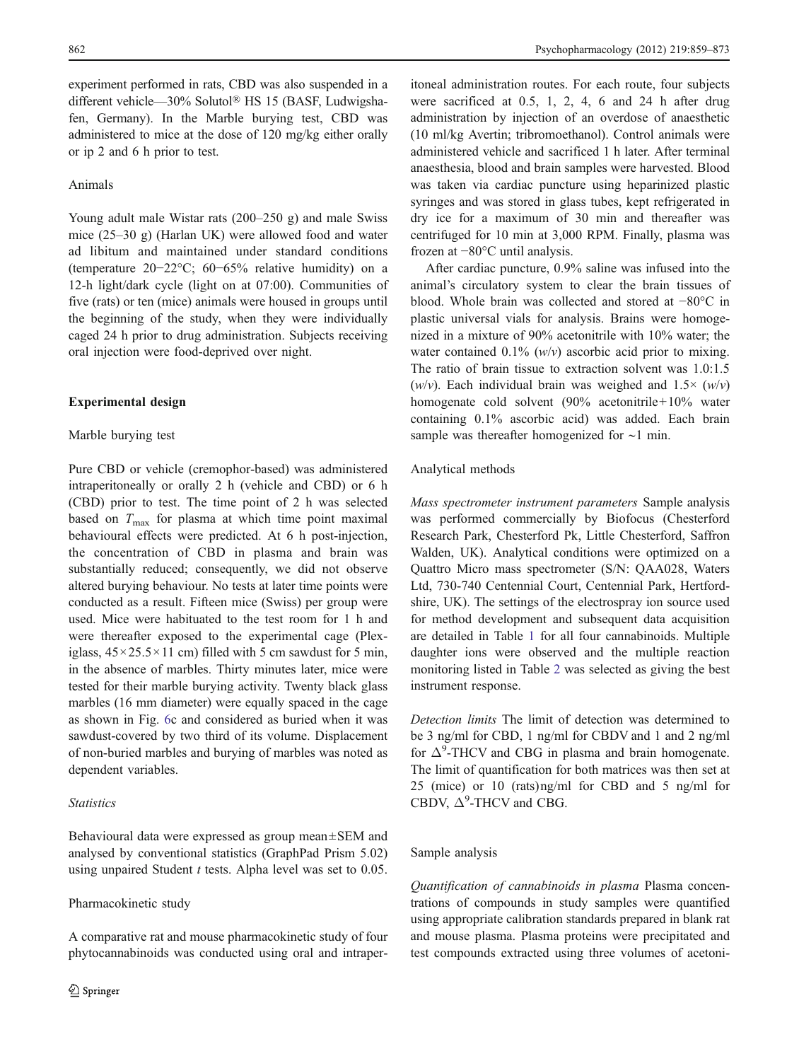experiment performed in rats, CBD was also suspended in a different vehicle—30% Solutol® HS 15 (BASF, Ludwigshafen, Germany). In the Marble burying test, CBD was administered to mice at the dose of 120 mg/kg either orally or ip 2 and 6 h prior to test.

## Animals

Young adult male Wistar rats (200–250 g) and male Swiss mice (25–30 g) (Harlan UK) were allowed food and water ad libitum and maintained under standard conditions (temperature 20−22°C; 60−65% relative humidity) on a 12-h light/dark cycle (light on at 07:00). Communities of five (rats) or ten (mice) animals were housed in groups until the beginning of the study, when they were individually caged 24 h prior to drug administration. Subjects receiving oral injection were food-deprived over night.

# Experimental design

## Marble burying test

Pure CBD or vehicle (cremophor-based) was administered intraperitoneally or orally 2 h (vehicle and CBD) or 6 h (CBD) prior to test. The time point of 2 h was selected based on $T_{\max}$ for plasma at which time point maximal behavioural effects were predicted. At 6 h post-injection, the concentration of CBD in plasma and brain was substantially reduced; consequently, we did not observe altered burying behaviour. No tests at later time points were conducted as a result. Fifteen mice (Swiss) per group were used. Mice were habituated to the test room for 1 h and were thereafter exposed to the experimental cage (Plexiglass, 45×25.5×11 cm) filled with 5 cm sawdust for 5 min, in the absence of marbles. Thirty minutes later, mice were tested for their marble burying activity. Twenty black glass marbles (16 mm diameter) were equally spaced in the cage as shown in Fig. 6c and considered as buried when it was sawdust-covered by two third of its volume. Displacement of non-buried marbles and burying of marbles was noted as dependent variables.

## *Statistics*

Behavioural data were expressed as group mean±SEM and analysed by conventional statistics (GraphPad Prism 5.02) using unpaired Student *t* tests. Alpha level was set to 0.05.

## Pharmacokinetic study

A comparative rat and mouse pharmacokinetic study of four phytocannabinoids was conducted using oral and intraperitoneal administration routes. For each route, four subjects were sacrificed at 0.5, 1, 2, 4, 6 and 24 h after drug administration by injection of an overdose of anaesthetic (10 ml/kg Avertin; tribromoethanol). Control animals were administered vehicle and sacrificed 1 h later. After terminal anaesthesia, blood and brain samples were harvested. Blood was taken via cardiac puncture using heparinized plastic syringes and was stored in glass tubes, kept refrigerated in dry ice for a maximum of 30 min and thereafter was centrifuged for 10 min at 3,000 RPM. Finally, plasma was frozen at −80°C until analysis.

After cardiac puncture, 0.9% saline was infused into the animal's circulatory system to clear the brain tissues of blood. Whole brain was collected and stored at −80°C in plastic universal vials for analysis. Brains were homogenized in a mixture of 90% acetonitrile with 10% water; the water contained 0.1% (*w*/*v*) ascorbic acid prior to mixing. The ratio of brain tissue to extraction solvent was 1.0:1.5 (*w*/*v*). Each individual brain was weighed and 1.5× (*w*/*v*) homogenate cold solvent (90% acetonitrile+10% water containing 0.1% ascorbic acid) was added. Each brain sample was thereafter homogenized for ~1 min.

## Analytical methods

*Mass spectrometer instrument parameters* Sample analysis was performed commercially by Biofocus (Chesterford Research Park, Chesterford Pk, Little Chesterford, Saffron Walden, UK). Analytical conditions were optimized on a Quattro Micro mass spectrometer (S/N: QAA028, Waters Ltd, 730-740 Centennial Court, Centennial Park, Hertfordshire, UK). The settings of the electrospray ion source used for method development and subsequent data acquisition are detailed in Table 1 for all four cannabinoids. Multiple daughter ions were observed and the multiple reaction monitoring listed in Table 2 was selected as giving the best instrument response.

*Detection limits* The limit of detection was determined to be 3 ng/ml for CBD, 1 ng/ml for CBDV and 1 and 2 ng/ml for $\Delta^9$-THCV and CBG in plasma and brain homogenate. The limit of quantification for both matrices was then set at 25 (mice) or 10 (rats) ng/ml for CBD and 5 ng/ml for CBDV, $\Delta^9$-THCV and CBG.

## Sample analysis

*Quantification of cannabinoids in plasma* Plasma concentrations of compounds in study samples were quantified using appropriate calibration standards prepared in blank rat and mouse plasma. Plasma proteins were precipitated and test compounds extracted using three volumes of acetoni-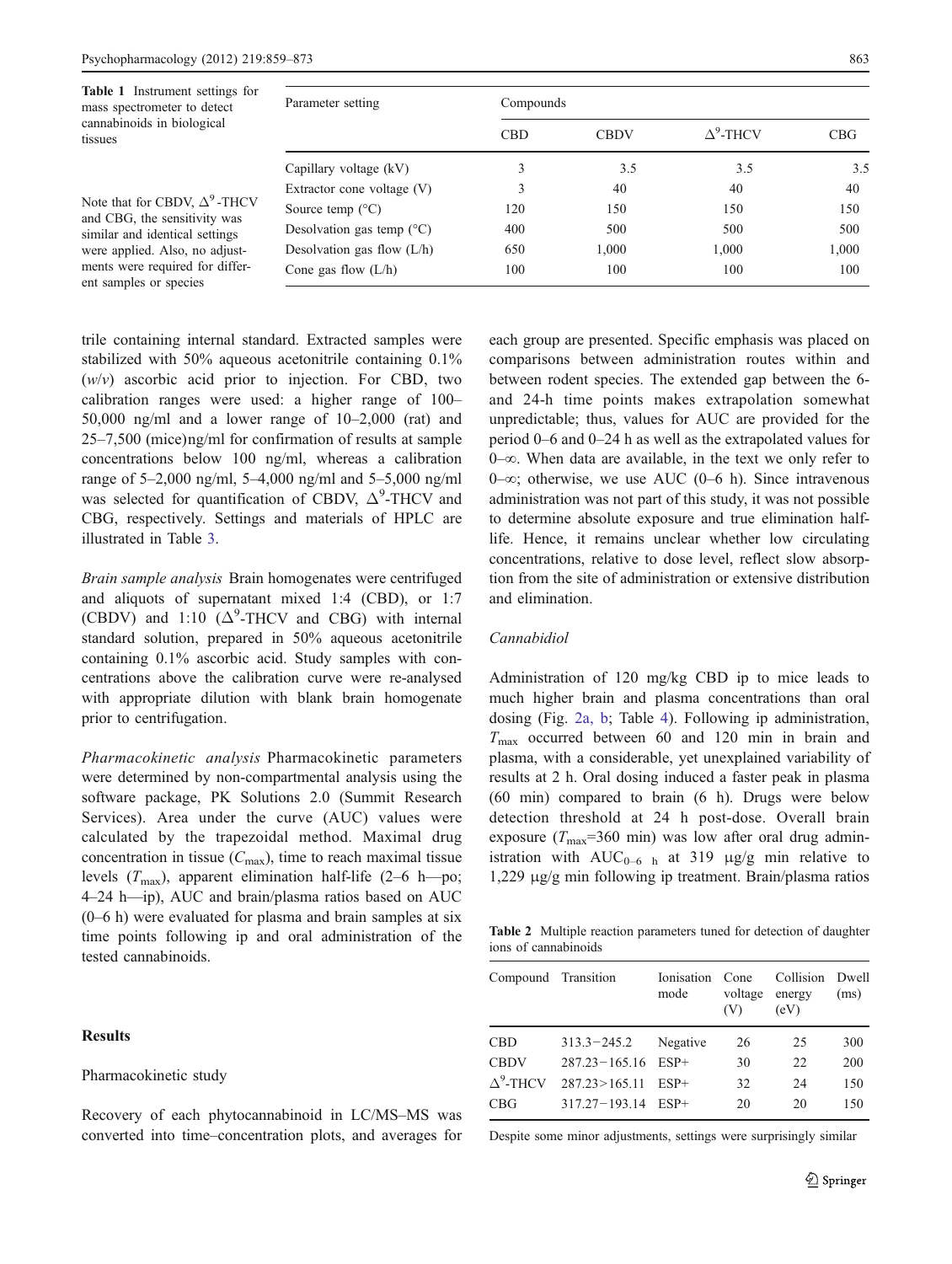**Table 1** Instrument settings for mass spectrometer to detect cannabinoids in biological tissues

| Parameter setting | Compounds | | | |
|---|---|---|---|---|
| | CBD | CBDV | $\Delta^9$-THCV | CBG |
| Capillary voltage (kV) | 3 | 3.5 | 3.5 | 3.5 |
| Extractor cone voltage (V) | 3 | 40 | 40 | 40 |
| Source temp (°C) | 120 | 150 | 150 | 150 |
| Desolvation gas temp (°C) | 400 | 500 | 500 | 500 |
| Desolvation gas flow (L/h) | 650 | 1,000 | 1,000 | 1,000 |
| Cone gas flow (L/h) | 100 | 100 | 100 | 100 |

Note that for CBDV, $\Delta^9$-THCV and CBG, the sensitivity was similar and identical settings were applied. Also, no adjustments were required for different samples or species

trile containing internal standard. Extracted samples were stabilized with 50% aqueous acetonitrile containing 0.1% (*w*/*v*) ascorbic acid prior to injection. For CBD, two calibration ranges were used: a higher range of 100–50,000 ng/ml and a lower range of 10–2,000 (rat) and 25–7,500 (mice)ng/ml for confirmation of results at sample concentrations below 100 ng/ml, whereas a calibration range of 5–2,000 ng/ml, 5–4,000 ng/ml and 5–5,000 ng/ml was selected for quantification of CBDV, $\Delta^9$-THCV and CBG, respectively. Settings and materials of HPLC are illustrated in Table 3.

*Brain sample analysis* Brain homogenates were centrifuged and aliquots of supernatant mixed 1:4 (CBD), or 1:7 (CBDV) and 1:10 ($\Delta^9$-THCV and CBG) with internal standard solution, prepared in 50% aqueous acetonitrile containing 0.1% ascorbic acid. Study samples with concentrations above the calibration curve were re-analysed with appropriate dilution with blank brain homogenate prior to centrifugation.

*Pharmacokinetic analysis* Pharmacokinetic parameters were determined by non-compartmental analysis using the software package, PK Solutions 2.0 (Summit Research Services). Area under the curve (AUC) values were calculated by the trapezoidal method. Maximal drug concentration in tissue ($C_{max}$), time to reach maximal tissue levels ($T_{max}$), apparent elimination half-life (2–6 h—po; 4–24 h—ip), AUC and brain/plasma ratios based on AUC (0–6 h) were evaluated for plasma and brain samples at six time points following ip and oral administration of the tested cannabinoids.

## Results

### Pharmacokinetic study

Recovery of each phytocannabinoid in LC/MS–MS was converted into time–concentration plots, and averages for each group are presented. Specific emphasis was placed on comparisons between administration routes within and between rodent species. The extended gap between the 6- and 24-h time points makes extrapolation somewhat unpredictable; thus, values for AUC are provided for the period 0–6 and 0–24 h as well as the extrapolated values for 0–∞. When data are available, in the text we only refer to 0–∞; otherwise, we use AUC (0–6 h). Since intravenous administration was not part of this study, it was not possible to determine absolute exposure and true elimination half-life. Hence, it remains unclear whether low circulating concentrations, relative to dose level, reflect slow absorption from the site of administration or extensive distribution and elimination.

#### *Cannabidiol*

Administration of 120 mg/kg CBD ip to mice leads to much higher brain and plasma concentrations than oral dosing (Fig. 2a, b; Table 4). Following ip administration, $T_{max}$ occurred between 60 and 120 min in brain and plasma, with a considerable, yet unexplained variability of results at 2 h. Oral dosing induced a faster peak in plasma (60 min) compared to brain (6 h). Drugs were below detection threshold at 24 h post-dose. Overall brain exposure ($T_{max}$=360 min) was low after oral drug administration with $AUC_{0–6\ h}$ at 319 μg/g min relative to 1,229 μg/g min following ip treatment. Brain/plasma ratios

**Table 2** Multiple reaction parameters tuned for detection of daughter ions of cannabinoids

| Compound | Transition | Ionisation mode | Cone voltage (V) | Collision energy (eV) | Dwell (ms) |
|---|---|---|---|---|---|
| CBD | 313.3−245.2 | Negative | 26 | 25 | 300 |
| CBDV | 287.23−165.16 | ESP+ | 30 | 22 | 200 |
| $\Delta^9$-THCV | 287.23>165.11 | ESP+ | 32 | 24 | 150 |
| CBG | 317.27−193.14 | ESP+ | 20 | 20 | 150 |

Despite some minor adjustments, settings were surprisingly similar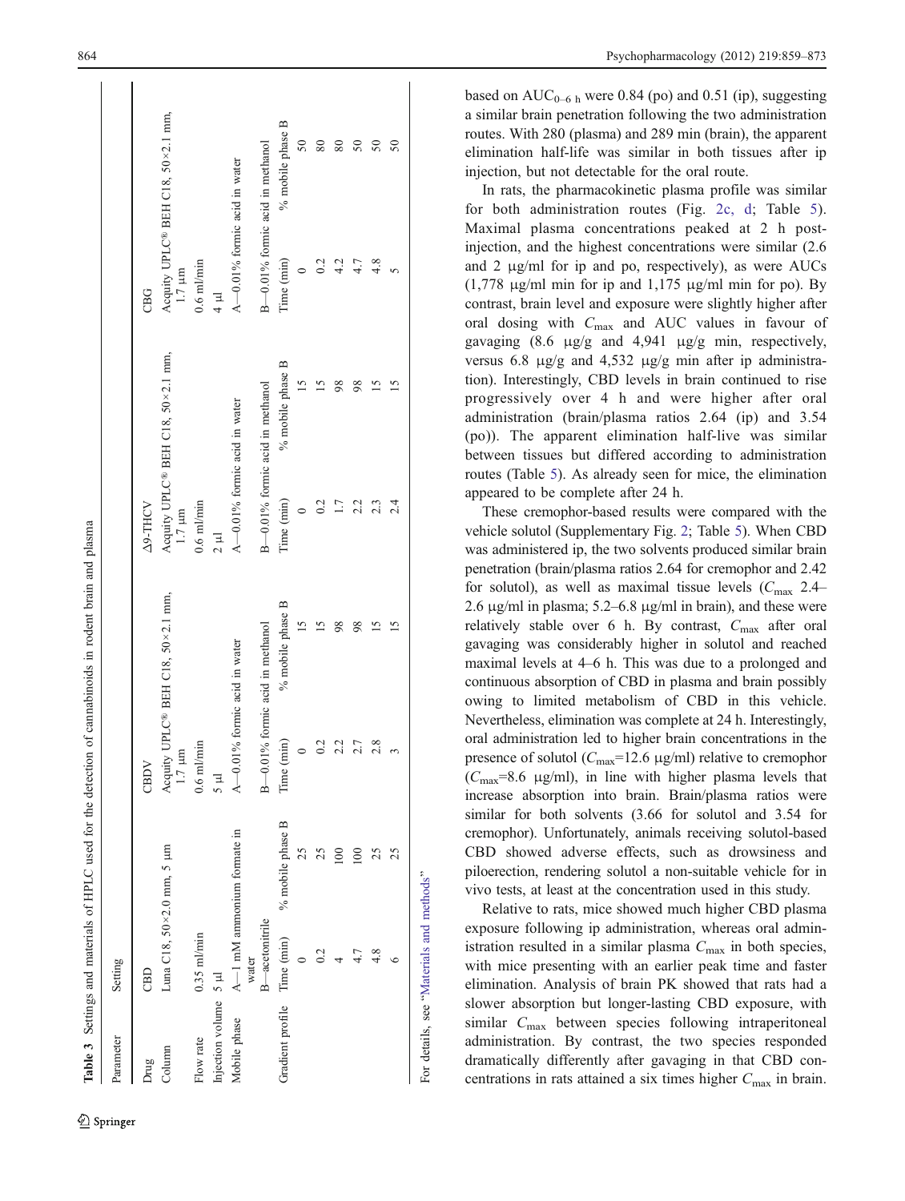**Table 3** Settings and materials of HPLC used for the detection of cannabinoids in rodent brain and plasma

| Parameter | Setting | | | | | | | |
|---|---|---|---|---|---|---|---|---|
| Drug | CBD | | CBDV | | Δ9-THCV | | CBG | |
| Column | Luna C18, 50×2.0 mm, 5 μm | | Acquity UPLC® BEH C18, 50×2.1 mm, 1.7 μm | | Acquity UPLC® BEH C18, 50×2.1 mm, 1.7 μm | | Acquity UPLC® BEH C18, 50×2.1 mm, 1.7 μm | |
| Flow rate | 0.35 ml/min | | 0.6 ml/min | | 0.6 ml/min | | 0.6 ml/min | |
| Injection volume | 5 μl | | 5 μl | | 2 μl | | 4 μl | |
| Mobile phase | A—1 mM ammonium formate in water | | A—0.01% formic acid in water | | A—0.01% formic acid in water | | A—0.01% formic acid in water | |
| | B—acetonitrile | | B—0.01% formic acid in methanol | | B—0.01% formic acid in methanol | | B—0.01% formic acid in methanol | |
| Gradient profile | Time (min) | % mobile phase B | Time (min) | % mobile phase B | Time (min) | % mobile phase B | Time (min) | % mobile phase B |
| | 0 | 25 | 0 | 15 | 0 | 15 | 0 | 50 |
| | 0.2 | 25 | 0.2 | 15 | 0.2 | 15 | 0.2 | 80 |
| | 4 | 100 | 2.2 | 98 | 1.7 | 98 | 4.2 | 80 |
| | 4.7 | 100 | 2.7 | 98 | 2.2 | 98 | 4.7 | 50 |
| | 4.8 | 25 | 2.8 | 15 | 2.3 | 15 | 4.8 | 50 |
| | 6 | 25 | 3 | 15 | 2.4 | 15 | 5 | 50 |

For details, see "Materials and methods"

based on $AUC_{0–6\ h}$ were 0.84 (po) and 0.51 (ip), suggesting a similar brain penetration following the two administration routes. With 280 (plasma) and 289 min (brain), the apparent elimination half-life was similar in both tissues after ip injection, but not detectable for the oral route.

In rats, the pharmacokinetic plasma profile was similar for both administration routes (Fig. 2c, d; Table 5). Maximal plasma concentrations peaked at 2 h post-injection, and the highest concentrations were similar (2.6 and 2 μg/ml for ip and po, respectively), as were AUCs (1,778 μg/ml min for ip and 1,175 μg/ml min for po). By contrast, brain level and exposure were slightly higher after oral dosing with $C_{max}$ and AUC values in favour of gavaging (8.6 μg/g and 4,941 μg/g min, respectively, versus 6.8 μg/g and 4,532 μg/g min after ip administration). Interestingly, CBD levels in brain continued to rise progressively over 4 h and were higher after oral administration (brain/plasma ratios 2.64 (ip) and 3.54 (po)). The apparent elimination half-live was similar between tissues but differed according to administration routes (Table 5). As already seen for mice, the elimination appeared to be complete after 24 h.

These cremophor-based results were compared with the vehicle solutol (Supplementary Fig. 2; Table 5). When CBD was administered ip, the two solvents produced similar brain penetration (brain/plasma ratios 2.64 for cremophor and 2.42 for solutol), as well as maximal tissue levels ($C_{max}$ 2.4–2.6 μg/ml in plasma; 5.2–6.8 μg/ml in brain), and these were relatively stable over 6 h. By contrast, $C_{max}$ after oral gavaging was considerably higher in solutol and reached maximal levels at 4–6 h. This was due to a prolonged and continuous absorption of CBD in plasma and brain possibly owing to limited metabolism of CBD in this vehicle. Nevertheless, elimination was complete at 24 h. Interestingly, oral administration led to higher brain concentrations in the presence of solutol ($C_{max}$=12.6 μg/ml) relative to cremophor ($C_{max}$=8.6 μg/ml), in line with higher plasma levels that increase absorption into brain. Brain/plasma ratios were similar for both solvents (3.66 for solutol and 3.54 for cremophor). Unfortunately, animals receiving solutol-based CBD showed adverse effects, such as drowsiness and piloerection, rendering solutol a non-suitable vehicle for in vivo tests, at least at the concentration used in this study.

Relative to rats, mice showed much higher CBD plasma exposure following ip administration, whereas oral administration resulted in a similar plasma $C_{max}$ in both species, with mice presenting with an earlier peak time and faster elimination. Analysis of brain PK showed that rats had a slower absorption but longer-lasting CBD exposure, with similar $C_{max}$ between species following intraperitoneal administration. By contrast, the two species responded dramatically differently after gavaging in that CBD concentrations in rats attained a six times higher $C_{max}$ in brain.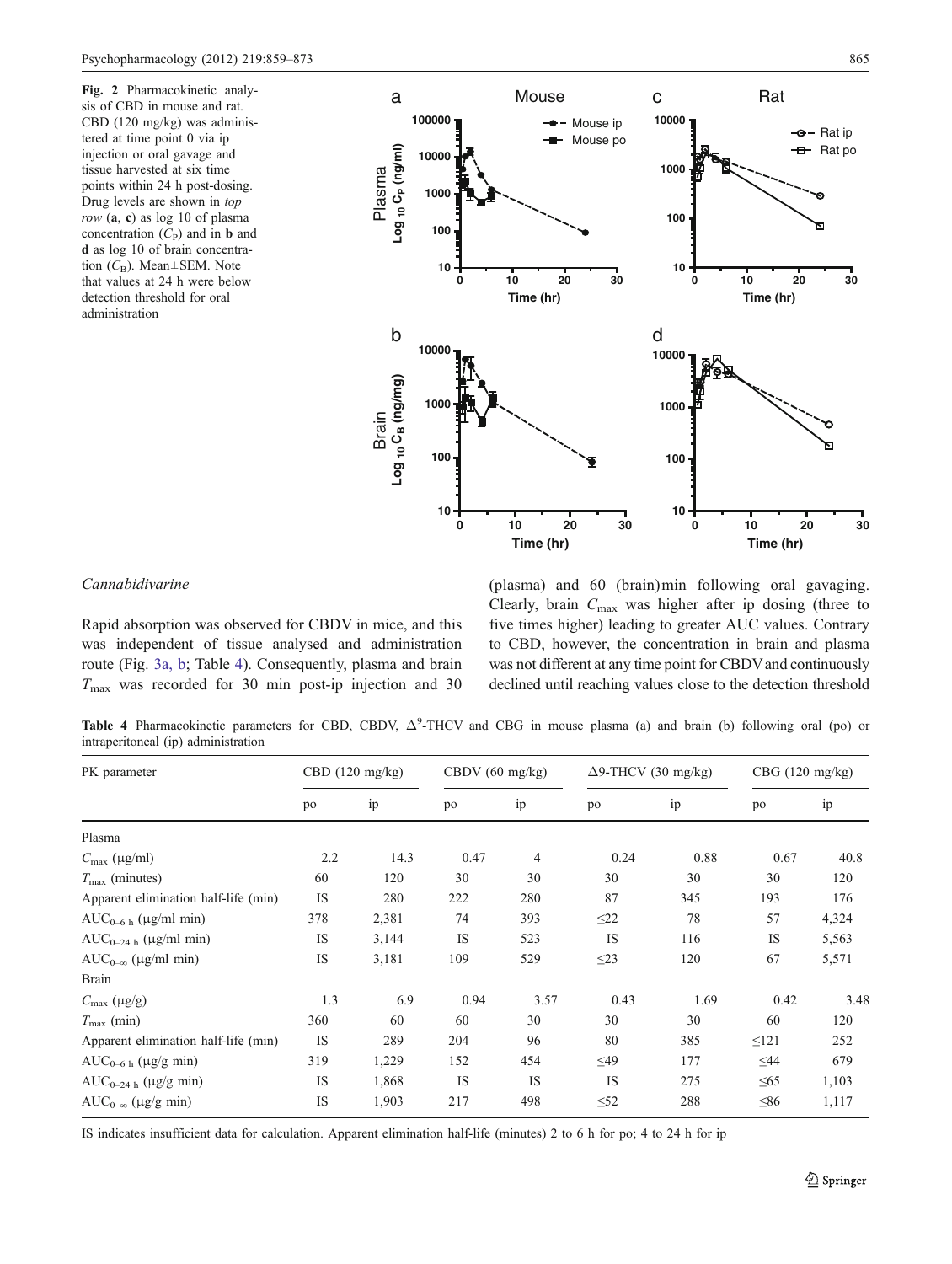Fig. 2 Pharmacokinetic analysis of CBD in mouse and rat. CBD (120 mg/kg) was administered at time point 0 via ip injection or oral gavage and tissue harvested at six time points within 24 h post-dosing. Drug levels are shown in *top row* (**a**, **c**) as log 10 of plasma concentration ($C_P$) and in **b** and **d** as log 10 of brain concentration ($C_B$). Mean±SEM. Note that values at 24 h were below detection threshold for oral administration

*Cannabidivarine*

Rapid absorption was observed for CBDV in mice, and this was independent of tissue analysed and administration route (Fig. 3a, b; Table 4). Consequently, plasma and brain $T_{max}$ was recorded for 30 min post-ip injection and 30 (plasma) and 60 (brain) min following oral gavaging. Clearly, brain $C_{max}$ was higher after ip dosing (three to five times higher) leading to greater AUC values. Contrary to CBD, however, the concentration in brain and plasma was not different at any time point for CBDV and continuously declined until reaching values close to the detection threshold

**Table 4** Pharmacokinetic parameters for CBD, CBDV, $\Delta^9$-THCV and CBG in mouse plasma (a) and brain (b) following oral (po) or intraperitoneal (ip) administration

| PK parameter | CBD (120 mg/kg) | | CBDV (60 mg/kg) | | Δ9-THCV (30 mg/kg) | | CBG (120 mg/kg) | |
|---|---|---|---|---|---|---|---|---|
| | po | ip | po | ip | po | ip | po | ip |
| Plasma | | | | | | | | |
| $C_{max}$ (μg/ml) | 2.2 | 14.3 | 0.47 | 4 | 0.24 | 0.88 | 0.67 | 40.8 |
| $T_{max}$ (minutes) | 60 | 120 | 30 | 30 | 30 | 30 | 30 | 120 |
| Apparent elimination half-life (min) | IS | 280 | 222 | 280 | 87 | 345 | 193 | 176 |
| $AUC_{0–6\ h}$ (μg/ml min) | 378 | 2,381 | 74 | 393 | ≤22 | 78 | 57 | 4,324 |
| $AUC_{0–24\ h}$ (μg/ml min) | IS | 3,144 | IS | 523 | IS | 116 | IS | 5,563 |
| $AUC_{0–\infty}$ (μg/ml min) | IS | 3,181 | 109 | 529 | ≤23 | 120 | 67 | 5,571 |
| Brain | | | | | | | | |
| $C_{max}$ (μg/g) | 1.3 | 6.9 | 0.94 | 3.57 | 0.43 | 1.69 | 0.42 | 3.48 |
| $T_{max}$ (min) | 360 | 60 | 60 | 30 | 30 | 30 | 60 | 120 |
| Apparent elimination half-life (min) | IS | 289 | 204 | 96 | 80 | 385 | ≤121 | 252 |
| $AUC_{0–6\ h}$ (μg/g min) | 319 | 1,229 | 152 | 454 | ≤49 | 177 | ≤44 | 679 |
| $AUC_{0–24\ h}$ (μg/g min) | IS | 1,868 | IS | IS | IS | 275 | ≤65 | 1,103 |
| $AUC_{0–\infty}$ (μg/g min) | IS | 1,903 | 217 | 498 | ≤52 | 288 | ≤86 | 1,117 |

IS indicates insufficient data for calculation. Apparent elimination half-life (minutes) 2 to 6 h for po; 4 to 24 h for ip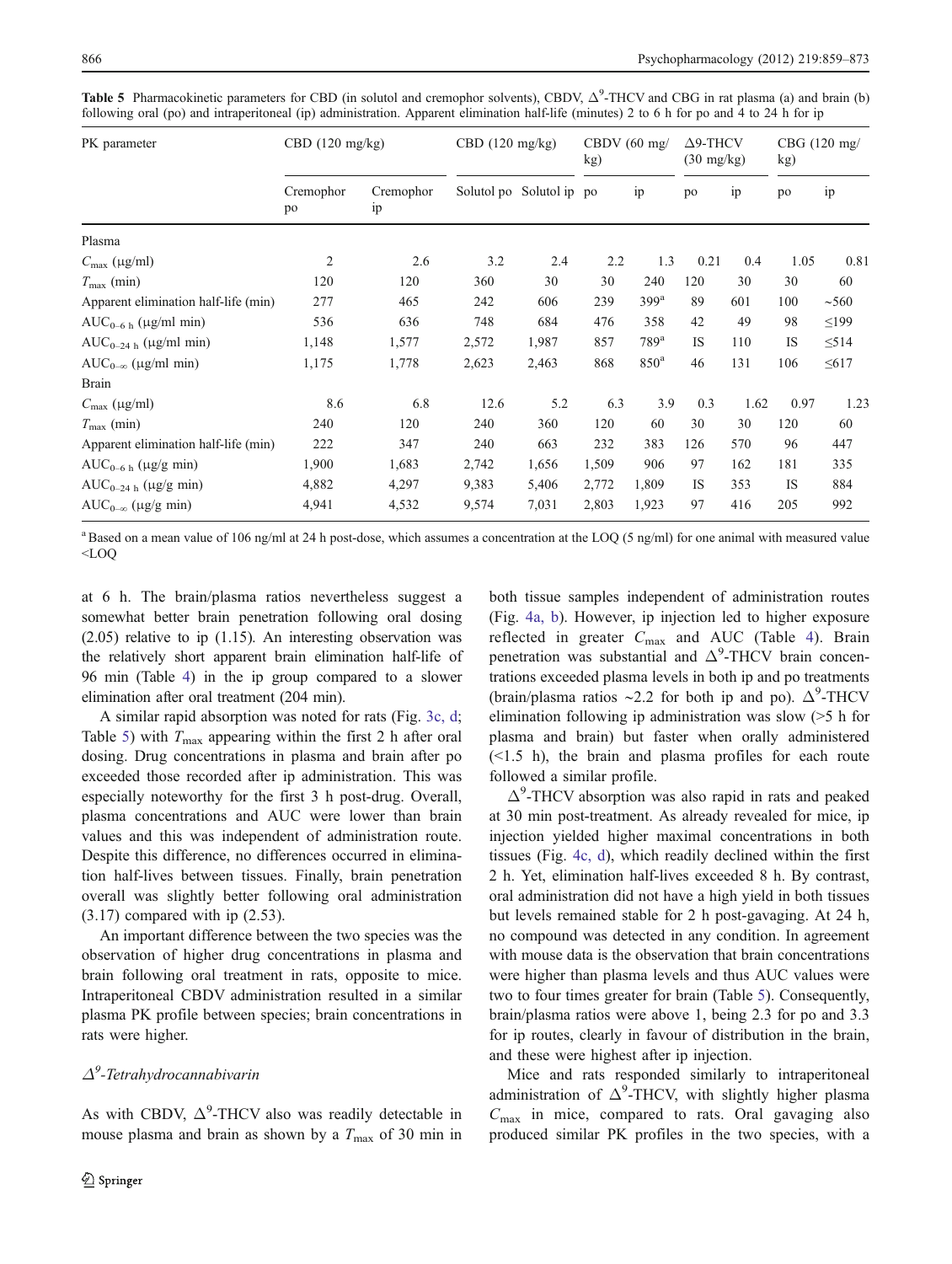**Table 5** Pharmacokinetic parameters for CBD (in solutol and cremophor solvents), CBDV, $\Delta^9$-THCV and CBG in rat plasma (a) and brain (b) following oral (po) and intraperitoneal (ip) administration. Apparent elimination half-life (minutes) 2 to 6 h for po and 4 to 24 h for ip

| PK parameter | CBD (120 mg/kg) | | CBD (120 mg/kg) | | CBDV (60 mg/kg) | | Δ9-THCV (30 mg/kg) | | CBG (120 mg/kg) | |
|---|---|---|---|---|---|---|---|---|---|---|
| | Cremophor po | Cremophor ip | Solutol po | Solutol ip | po | ip | po | ip | po | ip |
| Plasma | | | | | | | | | | |
| $C_{max}$ (μg/ml) | 2 | 2.6 | 3.2 | 2.4 | 2.2 | 1.3 | 0.21 | 0.4 | 1.05 | 0.81 |
| $T_{max}$ (min) | 120 | 120 | 360 | 30 | 30 | 240 | 120 | 30 | 30 | 60 |
| Apparent elimination half-life (min) | 277 | 465 | 242 | 606 | 239 | 399[a] | 89 | 601 | 100 | ~560 |
| $AUC_{0–6\ h}$ (μg/ml min) | 536 | 636 | 748 | 684 | 476 | 358 | 42 | 49 | 98 | ≤199 |
| $AUC_{0–24\ h}$ (μg/ml min) | 1,148 | 1,577 | 2,572 | 1,987 | 857 | 789[a] | IS | 110 | IS | ≤514 |
| $AUC_{0–\infty}$ (μg/ml min) | 1,175 | 1,778 | 2,623 | 2,463 | 868 | 850[a] | 46 | 131 | 106 | ≤617 |
| Brain | | | | | | | | | | |
| $C_{max}$ (μg/ml) | 8.6 | 6.8 | 12.6 | 5.2 | 6.3 | 3.9 | 0.3 | 1.62 | 0.97 | 1.23 |
| $T_{max}$ (min) | 240 | 120 | 240 | 360 | 120 | 60 | 30 | 30 | 120 | 60 |
| Apparent elimination half-life (min) | 222 | 347 | 240 | 663 | 232 | 383 | 126 | 570 | 96 | 447 |
| $AUC_{0–6\ h}$ (μg/g min) | 1,900 | 1,683 | 2,742 | 1,656 | 1,509 | 906 | 97 | 162 | 181 | 335 |
| $AUC_{0–24\ h}$ (μg/g min) | 4,882 | 4,297 | 9,383 | 5,406 | 2,772 | 1,809 | IS | 353 | IS | 884 |
| $AUC_{0–\infty}$ (μg/g min) | 4,941 | 4,532 | 9,574 | 7,031 | 2,803 | 1,923 | 97 | 416 | 205 | 992 |

[a] Based on a mean value of 106 ng/ml at 24 h post-dose, which assumes a concentration at the LOQ (5 ng/ml) for one animal with measured value <LOQ

at 6 h. The brain/plasma ratios nevertheless suggest a somewhat better brain penetration following oral dosing (2.05) relative to ip (1.15). An interesting observation was the relatively short apparent brain elimination half-life of 96 min (Table 4) in the ip group compared to a slower elimination after oral treatment (204 min).

A similar rapid absorption was noted for rats (Fig. 3c, d; Table 5) with $T_{max}$ appearing within the first 2 h after oral dosing. Drug concentrations in plasma and brain after po exceeded those recorded after ip administration. This was especially noteworthy for the first 3 h post-drug. Overall, plasma concentrations and AUC were lower than brain values and this was independent of administration route. Despite this difference, no differences occurred in elimination half-lives between tissues. Finally, brain penetration overall was slightly better following oral administration (3.17) compared with ip (2.53).

An important difference between the two species was the observation of higher drug concentrations in plasma and brain following oral treatment in rats, opposite to mice. Intraperitoneal CBDV administration resulted in a similar plasma PK profile between species; brain concentrations in rats were higher.

### *Δ⁹-Tetrahydrocannabivarin*

As with CBDV, $\Delta^9$-THCV also was readily detectable in mouse plasma and brain as shown by a $T_{max}$ of 30 min in both tissue samples independent of administration routes (Fig. 4a, b). However, ip injection led to higher exposure reflected in greater $C_{max}$ and AUC (Table 4). Brain penetration was substantial and $\Delta^9$-THCV brain concentrations exceeded plasma levels in both ip and po treatments (brain/plasma ratios ~2.2 for both ip and po). $\Delta^9$-THCV elimination following ip administration was slow (>5 h for plasma and brain) but faster when orally administered (<1.5 h), the brain and plasma profiles for each route followed a similar profile.

$\Delta^9$-THCV absorption was also rapid in rats and peaked at 30 min post-treatment. As already revealed for mice, ip injection yielded higher maximal concentrations in both tissues (Fig. 4c, d), which readily declined within the first 2 h. Yet, elimination half-lives exceeded 8 h. By contrast, oral administration did not have a high yield in both tissues but levels remained stable for 2 h post-gavaging. At 24 h, no compound was detected in any condition. In agreement with mouse data is the observation that brain concentrations were higher than plasma levels and thus AUC values were two to four times greater for brain (Table 5). Consequently, brain/plasma ratios were above 1, being 2.3 for po and 3.3 for ip routes, clearly in favour of distribution in the brain, and these were highest after ip injection.

Mice and rats responded similarly to intraperitoneal administration of $\Delta^9$-THCV, with slightly higher plasma $C_{max}$ in mice, compared to rats. Oral gavaging also produced similar PK profiles in the two species, with a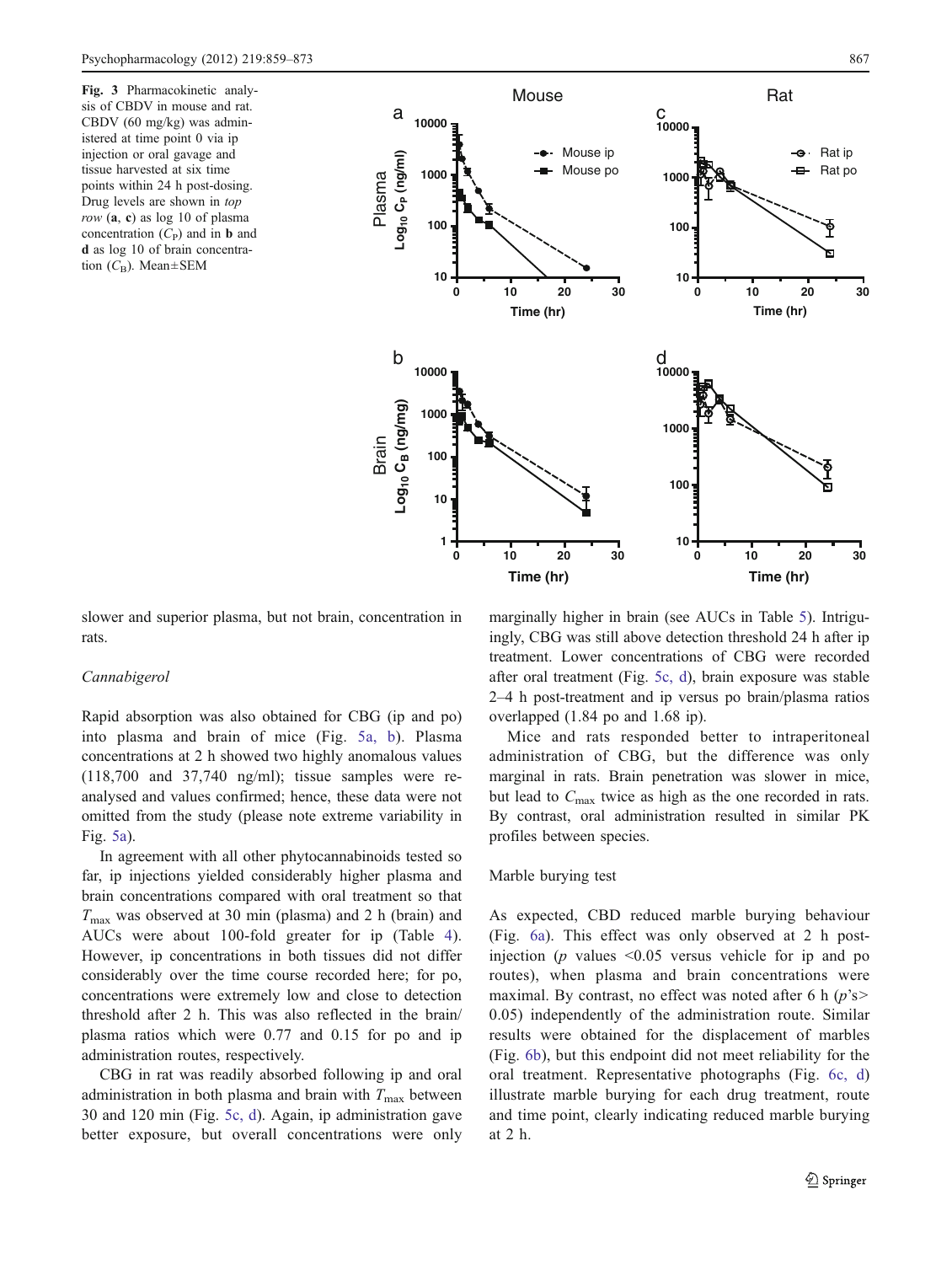Fig. 3 Pharmacokinetic analysis of CBDV in mouse and rat. CBDV (60 mg/kg) was administered at time point 0 via ip injection or oral gavage and tissue harvested at six time points within 24 h post-dosing. Drug levels are shown in *top row* (**a**, **c**) as log 10 of plasma concentration ($C_P$) and in **b** and **d** as log 10 of brain concentration ($C_B$). Mean±SEM

slower and superior plasma, but not brain, concentration in rats.

*Cannabigerol*

Rapid absorption was also obtained for CBG (ip and po) into plasma and brain of mice (Fig. 5a, b). Plasma concentrations at 2 h showed two highly anomalous values (118,700 and 37,740 ng/ml); tissue samples were re-analysed and values confirmed; hence, these data were not omitted from the study (please note extreme variability in Fig. 5a).

In agreement with all other phytocannabinoids tested so far, ip injections yielded considerably higher plasma and brain concentrations compared with oral treatment so that $T_{max}$ was observed at 30 min (plasma) and 2 h (brain) and AUCs were about 100-fold greater for ip (Table 4). However, ip concentrations in both tissues did not differ considerably over the time course recorded here; for po, concentrations were extremely low and close to detection threshold after 2 h. This was also reflected in the brain/plasma ratios which were 0.77 and 0.15 for po and ip administration routes, respectively.

CBG in rat was readily absorbed following ip and oral administration in both plasma and brain with $T_{max}$ between 30 and 120 min (Fig. 5c, d). Again, ip administration gave better exposure, but overall concentrations were only marginally higher in brain (see AUCs in Table 5). Intriguingly, CBG was still above detection threshold 24 h after ip treatment. Lower concentrations of CBG were recorded after oral treatment (Fig. 5c, d), brain exposure was stable 2–4 h post-treatment and ip versus po brain/plasma ratios overlapped (1.84 po and 1.68 ip).

Mice and rats responded better to intraperitoneal administration of CBG, but the difference was only marginal in rats. Brain penetration was slower in mice, but lead to $C_{max}$ twice as high as the one recorded in rats. By contrast, oral administration resulted in similar PK profiles between species.

Marble burying test

As expected, CBD reduced marble burying behaviour (Fig. 6a). This effect was only observed at 2 h post-injection ($p$ values <0.05 versus vehicle for ip and po routes), when plasma and brain concentrations were maximal. By contrast, no effect was noted after 6 h ($p$'s> 0.05) independently of the administration route. Similar results were obtained for the displacement of marbles (Fig. 6b), but this endpoint did not meet reliability for the oral treatment. Representative photographs (Fig. 6c, d) illustrate marble burying for each drug treatment, route and time point, clearly indicating reduced marble burying at 2 h.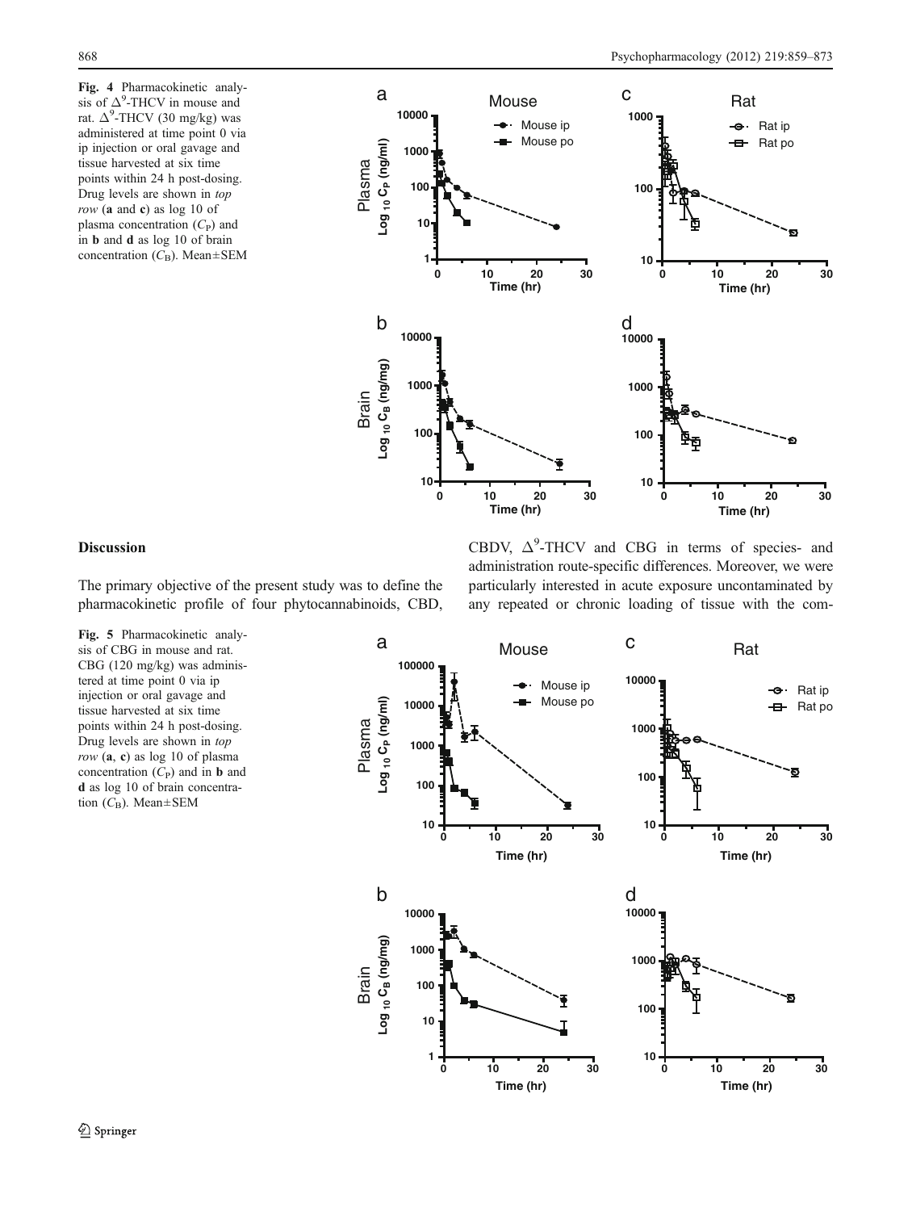**Fig. 4** Pharmacokinetic analysis of $\Delta^9$-THCV in mouse and rat. $\Delta^9$-THCV (30 mg/kg) was administered at time point 0 via ip injection or oral gavage and tissue harvested at six time points within 24 h post-dosing. Drug levels are shown in *top row* (**a** and **c**) as log 10 of plasma concentration ($C_P$) and in **b** and **d** as log 10 of brain concentration ($C_B$). Mean±SEM

## Discussion

The primary objective of the present study was to define the pharmacokinetic profile of four phytocannabinoids, CBD, CBDV, $\Delta^9$-THCV and CBG in terms of species- and administration route-specific differences. Moreover, we were particularly interested in acute exposure uncontaminated by any repeated or chronic loading of tissue with the com-

**Fig. 5** Pharmacokinetic analysis of CBG in mouse and rat. CBG (120 mg/kg) was administered at time point 0 via ip injection or oral gavage and tissue harvested at six time points within 24 h post-dosing. Drug levels are shown in *top row* (**a**, **c**) as log 10 of plasma concentration ($C_P$) and in **b** and **d** as log 10 of brain concentration ($C_B$). Mean±SEM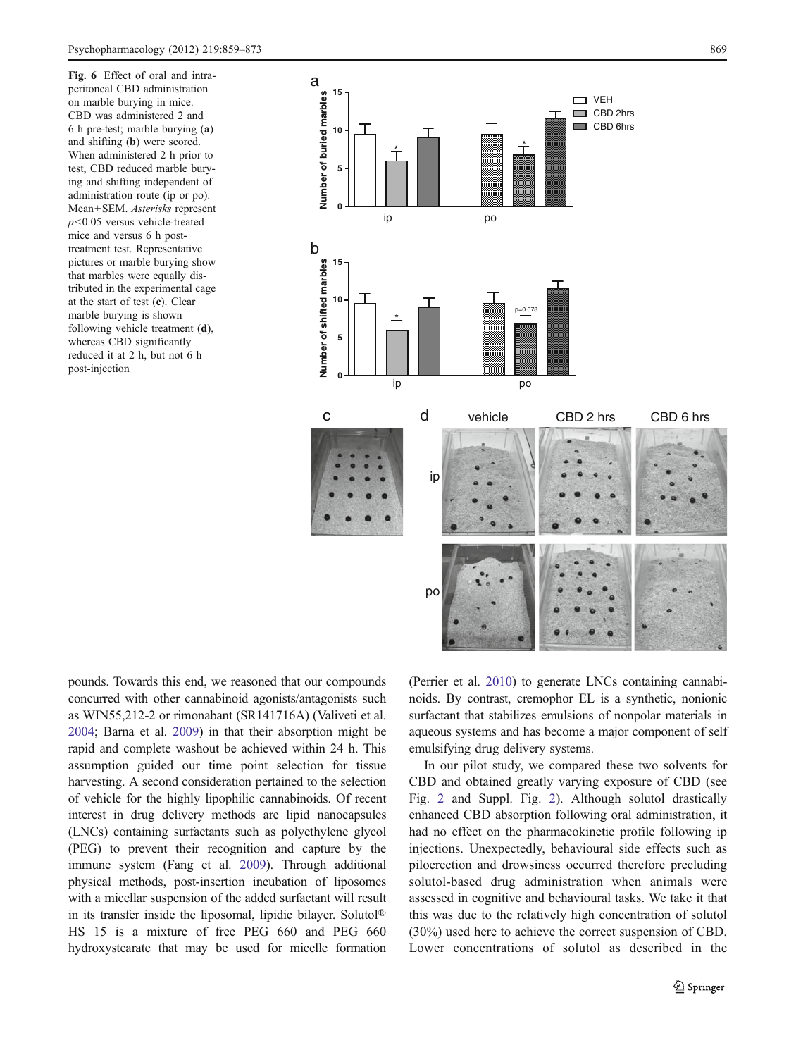**Fig. 6** Effect of oral and intraperitoneal CBD administration on marble burying in mice. CBD was administered 2 and 6 h pre-test; marble burying (**a**) and shifting (**b**) were scored. When administered 2 h prior to test, CBD reduced marble burying and shifting independent of administration route (ip or po). Mean+SEM. *Asterisks* represent $p<0.05$ versus vehicle-treated mice and versus 6 h post-treatment test. Representative pictures or marble burying show that marbles were equally distributed in the experimental cage at the start of test (**c**). Clear marble burying is shown following vehicle treatment (**d**), whereas CBD significantly reduced it at 2 h, but not 6 h post-injection

pounds. Towards this end, we reasoned that our compounds concurred with other cannabinoid agonists/antagonists such as WIN55,212-2 or rimonabant (SR141716A) (Valiveti et al. 2004; Barna et al. 2009) in that their absorption might be rapid and complete washout be achieved within 24 h. This assumption guided our time point selection for tissue harvesting. A second consideration pertained to the selection of vehicle for the highly lipophilic cannabinoids. Of recent interest in drug delivery methods are lipid nanocapsules (LNCs) containing surfactants such as polyethylene glycol (PEG) to prevent their recognition and capture by the immune system (Fang et al. 2009). Through additional physical methods, post-insertion incubation of liposomes with a micellar suspension of the added surfactant will result in its transfer inside the liposomal, lipidic bilayer. Solutol® HS 15 is a mixture of free PEG 660 and PEG 660 hydroxystearate that may be used for micelle formation (Perrier et al. 2010) to generate LNCs containing cannabinoids. By contrast, cremophor EL is a synthetic, nonionic surfactant that stabilizes emulsions of nonpolar materials in aqueous systems and has become a major component of self emulsifying drug delivery systems.

In our pilot study, we compared these two solvents for CBD and obtained greatly varying exposure of CBD (see Fig. 2 and Suppl. Fig. 2). Although solutol drastically enhanced CBD absorption following oral administration, it had no effect on the pharmacokinetic profile following ip injections. Unexpectedly, behavioural side effects such as piloerection and drowsiness occurred therefore precluding solutol-based drug administration when animals were assessed in cognitive and behavioural tasks. We take it that this was due to the relatively high concentration of solutol (30%) used here to achieve the correct suspension of CBD. Lower concentrations of solutol as described in the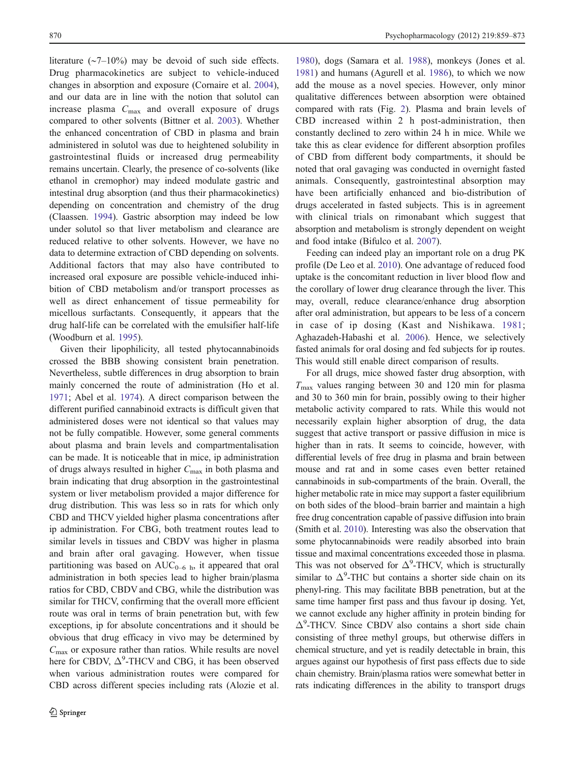literature (~7–10%) may be devoid of such side effects. Drug pharmacokinetics are subject to vehicle-induced changes in absorption and exposure (Cornaire et al. 2004), and our data are in line with the notion that solutol can increase plasma $C_{max}$ and overall exposure of drugs compared to other solvents (Bittner et al. 2003). Whether the enhanced concentration of CBD in plasma and brain administered in solutol was due to heightened solubility in gastrointestinal fluids or increased drug permeability remains uncertain. Clearly, the presence of co-solvents (like ethanol in cremophor) may indeed modulate gastric and intestinal drug absorption (and thus their pharmacokinetics) depending on concentration and chemistry of the drug (Claassen. 1994). Gastric absorption may indeed be low under solutol so that liver metabolism and clearance are reduced relative to other solvents. However, we have no data to determine extraction of CBD depending on solvents. Additional factors that may also have contributed to increased oral exposure are possible vehicle-induced inhibition of CBD metabolism and/or transport processes as well as direct enhancement of tissue permeability for micellous surfactants. Consequently, it appears that the drug half-life can be correlated with the emulsifier half-life (Woodburn et al. 1995).

Given their lipophilicity, all tested phytocannabinoids crossed the BBB showing consistent brain penetration. Nevertheless, subtle differences in drug absorption to brain mainly concerned the route of administration (Ho et al. 1971; Abel et al. 1974). A direct comparison between the different purified cannabinoid extracts is difficult given that administered doses were not identical so that values may not be fully compatible. However, some general comments about plasma and brain levels and compartmentalisation can be made. It is noticeable that in mice, ip administration of drugs always resulted in higher $C_{max}$ in both plasma and brain indicating that drug absorption in the gastrointestinal system or liver metabolism provided a major difference for drug distribution. This was less so in rats for which only CBD and THCV yielded higher plasma concentrations after ip administration. For CBG, both treatment routes lead to similar levels in tissues and CBDV was higher in plasma and brain after oral gavaging. However, when tissue partitioning was based on $AUC_{0–6\ h}$, it appeared that oral administration in both species lead to higher brain/plasma ratios for CBD, CBDV and CBG, while the distribution was similar for THCV, confirming that the overall more efficient route was oral in terms of brain penetration but, with few exceptions, ip for absolute concentrations and it should be obvious that drug efficacy in vivo may be determined by $C_{max}$ or exposure rather than ratios. While results are novel here for CBDV, $\Delta^9$-THCV and CBG, it has been observed when various administration routes were compared for CBD across different species including rats (Alozie et al. 1980), dogs (Samara et al. 1988), monkeys (Jones et al. 1981) and humans (Agurell et al. 1986), to which we now add the mouse as a novel species. However, only minor qualitative differences between absorption were obtained compared with rats (Fig. 2). Plasma and brain levels of CBD increased within 2 h post-administration, then constantly declined to zero within 24 h in mice. While we take this as clear evidence for different absorption profiles of CBD from different body compartments, it should be noted that oral gavaging was conducted in overnight fasted animals. Consequently, gastrointestinal absorption may have been artificially enhanced and bio-distribution of drugs accelerated in fasted subjects. This is in agreement with clinical trials on rimonabant which suggest that absorption and metabolism is strongly dependent on weight and food intake (Bifulco et al. 2007).

Feeding can indeed play an important role on a drug PK profile (De Leo et al. 2010). One advantage of reduced food uptake is the concomitant reduction in liver blood flow and the corollary of lower drug clearance through the liver. This may, overall, reduce clearance/enhance drug absorption after oral administration, but appears to be less of a concern in case of ip dosing (Kast and Nishikawa. 1981; Aghazadeh-Habashi et al. 2006). Hence, we selectively fasted animals for oral dosing and fed subjects for ip routes. This would still enable direct comparison of results.

For all drugs, mice showed faster drug absorption, with $T_{max}$ values ranging between 30 and 120 min for plasma and 30 to 360 min for brain, possibly owing to their higher metabolic activity compared to rats. While this would not necessarily explain higher absorption of drug, the data suggest that active transport or passive diffusion in mice is higher than in rats. It seems to coincide, however, with differential levels of free drug in plasma and brain between mouse and rat and in some cases even better retained cannabinoids in sub-compartments of the brain. Overall, the higher metabolic rate in mice may support a faster equilibrium on both sides of the blood–brain barrier and maintain a high free drug concentration capable of passive diffusion into brain (Smith et al. 2010). Interesting was also the observation that some phytocannabinoids were readily absorbed into brain tissue and maximal concentrations exceeded those in plasma. This was not observed for $\Delta^9$-THCV, which is structurally similar to $\Delta^9$-THC but contains a shorter side chain on its phenyl-ring. This may facilitate BBB penetration, but at the same time hamper first pass and thus favour ip dosing. Yet, we cannot exclude any higher affinity in protein binding for $\Delta^9$-THCV. Since CBDV also contains a short side chain consisting of three methyl groups, but otherwise differs in chemical structure, and yet is readily detectable in brain, this argues against our hypothesis of first pass effects due to side chain chemistry. Brain/plasma ratios were somewhat better in rats indicating differences in the ability to transport drugs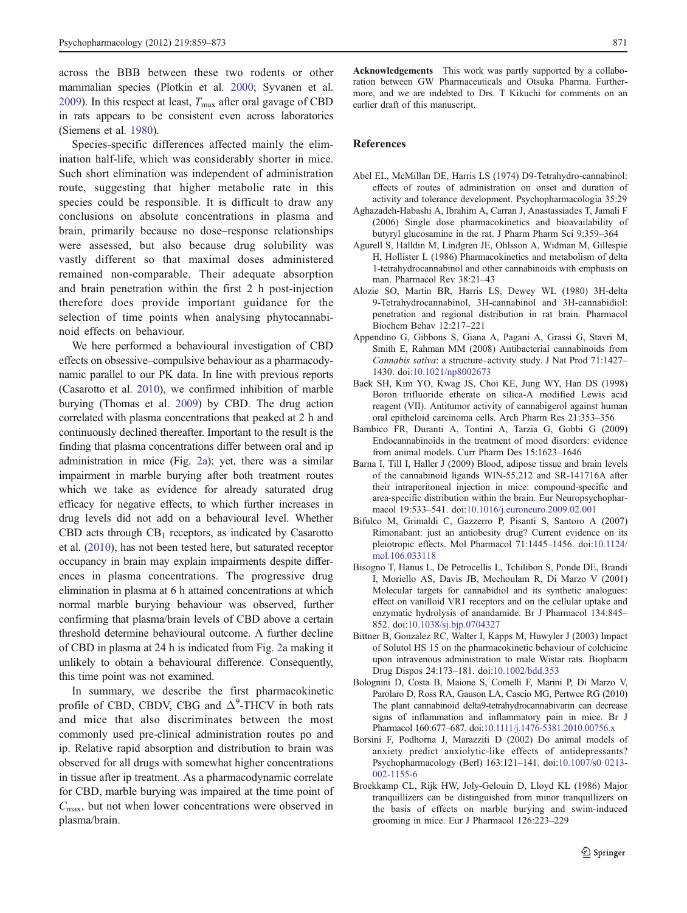across the BBB between these two rodents or other mammalian species (Plotkin et al. 2000; Syvanen et al. 2009). In this respect at least, $T_{max}$ after oral gavage of CBD in rats appears to be consistent even across laboratories (Siemens et al. 1980).

Species-specific differences affected mainly the elimination half-life, which was considerably shorter in mice. Such short elimination was independent of administration route, suggesting that higher metabolic rate in this species could be responsible. It is difficult to draw any conclusions on absolute concentrations in plasma and brain, primarily because no dose–response relationships were assessed, but also because drug solubility was vastly different so that maximal doses administered remained non-comparable. Their adequate absorption and brain penetration within the first 2 h post-injection therefore does provide important guidance for the selection of time points when analysing phytocannabinoid effects on behaviour.

We here performed a behavioural investigation of CBD effects on obsessive–compulsive behaviour as a pharmacodynamic parallel to our PK data. In line with previous reports (Casarotto et al. 2010), we confirmed inhibition of marble burying (Thomas et al. 2009) by CBD. The drug action correlated with plasma concentrations that peaked at 2 h and continuously declined thereafter. Important to the result is the finding that plasma concentrations differ between oral and ip administration in mice (Fig. 2a); yet, there was a similar impairment in marble burying after both treatment routes which we take as evidence for already saturated drug efficacy for negative effects, to which further increases in drug levels did not add on a behavioural level. Whether CBD acts through $CB_1$ receptors, as indicated by Casarotto et al. (2010), has not been tested here, but saturated receptor occupancy in brain may explain impairments despite differences in plasma concentrations. The progressive drug elimination in plasma at 6 h attained concentrations at which normal marble burying behaviour was observed, further confirming that plasma/brain levels of CBD above a certain threshold determine behavioural outcome. A further decline of CBD in plasma at 24 h is indicated from Fig. 2a making it unlikely to obtain a behavioural difference. Consequently, this time point was not examined.

In summary, we describe the first pharmacokinetic profile of CBD, CBDV, CBG and $\Delta^9$-THCV in both rats and mice that also discriminates between the most commonly used pre-clinical administration routes po and ip. Relative rapid absorption and distribution to brain was observed for all drugs with somewhat higher concentrations in tissue after ip treatment. As a pharmacodynamic correlate for CBD, marble burying was impaired at the time point of $C_{max}$, but not when lower concentrations were observed in plasma/brain.

**Acknowledgements** This work was partly supported by a collaboration between GW Pharmaceuticals and Otsuka Pharma. Furthermore, and we are indebted to Drs. T Kikuchi for comments on an earlier draft of this manuscript.

## References

Abel EL, McMillan DE, Harris LS (1974) D9-Tetrahydro-cannabinol: effects of routes of administration on onset and duration of activity and tolerance development. Psychopharmacologia 35:29

Aghazadeh-Habashi A, Ibrahim A, Carran J, Anastassiades T, Jamali F (2006) Single dose pharmacokinetics and bioavailability of butyryl glucosamine in the rat. J Pharm Pharm Sci 9:359–364

Agurell S, Halldin M, Lindgren JE, Ohlsson A, Widman M, Gillespie H, Hollister L (1986) Pharmacokinetics and metabolism of delta 1-tetrahydrocannabinol and other cannabinoids with emphasis on man. Pharmacol Rev 38:21–43

Alozie SO, Martin BR, Harris LS, Dewey WL (1980) 3H-delta 9-Tetrahydrocannabinol, 3H-cannabinol and 3H-cannabidiol: penetration and regional distribution in rat brain. Pharmacol Biochem Behav 12:217–221

Appendino G, Gibbons S, Giana A, Pagani A, Grassi G, Stavri M, Smith E, Rahman MM (2008) Antibacterial cannabinoids from *Cannabis sativa*: a structure–activity study. J Nat Prod 71:1427–1430. doi:10.1021/np8002673

Baek SH, Kim YO, Kwag JS, Choi KE, Jung WY, Han DS (1998) Boron trifluoride etherate on silica-A modified Lewis acid reagent (VII). Antitumor activity of cannabigerol against human oral epitheloid carcinoma cells. Arch Pharm Res 21:353–356

Bambico FR, Duranti A, Tontini A, Tarzia G, Gobbi G (2009) Endocannabinoids in the treatment of mood disorders: evidence from animal models. Curr Pharm Des 15:1623–1646

Barna I, Till I, Haller J (2009) Blood, adipose tissue and brain levels of the cannabinoid ligands WIN-55,212 and SR-141716A after their intraperitoneal injection in mice: compound-specific and area-specific distribution within the brain. Eur Neuropsychopharmacol 19:533–541. doi:10.1016/j.euroneuro.2009.02.001

Bifulco M, Grimaldi C, Gazzerro P, Pisanti S, Santoro A (2007) Rimonabant: just an antiobesity drug? Current evidence on its pleiotropic effects. Mol Pharmacol 71:1445–1456. doi:10.1124/mol.106.033118

Bisogno T, Hanus L, De Petrocellis L, Tchilibon S, Ponde DE, Brandi I, Moriello AS, Davis JB, Mechoulam R, Di Marzo V (2001) Molecular targets for cannabidiol and its synthetic analogues: effect on vanilloid VR1 receptors and on the cellular uptake and enzymatic hydrolysis of anandamide. Br J Pharmacol 134:845–852. doi:10.1038/sj.bjp.0704327

Bittner B, Gonzalez RC, Walter I, Kapps M, Huwyler J (2003) Impact of Solutol HS 15 on the pharmacokinetic behaviour of colchicine upon intravenous administration to male Wistar rats. Biopharm Drug Dispos 24:173–181. doi:10.1002/bdd.353

Bolognini D, Costa B, Maione S, Comelli F, Marini P, Di Marzo V, Parolaro D, Ross RA, Gauson LA, Cascio MG, Pertwee RG (2010) The plant cannabinoid delta9-tetrahydrocannabivarin can decrease signs of inflammation and inflammatory pain in mice. Br J Pharmacol 160:677–687. doi:10.1111/j.1476-5381.2010.00756.x

Borsini F, Podhorna J, Marazziti D (2002) Do animal models of anxiety predict anxiolytic-like effects of antidepressants? Psychopharmacology (Berl) 163:121–141. doi:10.1007/s0 0213-002-1155-6

Broekkamp CL, Rijk HW, Joly-Gelouin D, Lloyd KL (1986) Major tranquillizers can be distinguished from minor tranquillizers on the basis of effects on marble burying and swim-induced grooming in mice. Eur J Pharmacol 126:223–229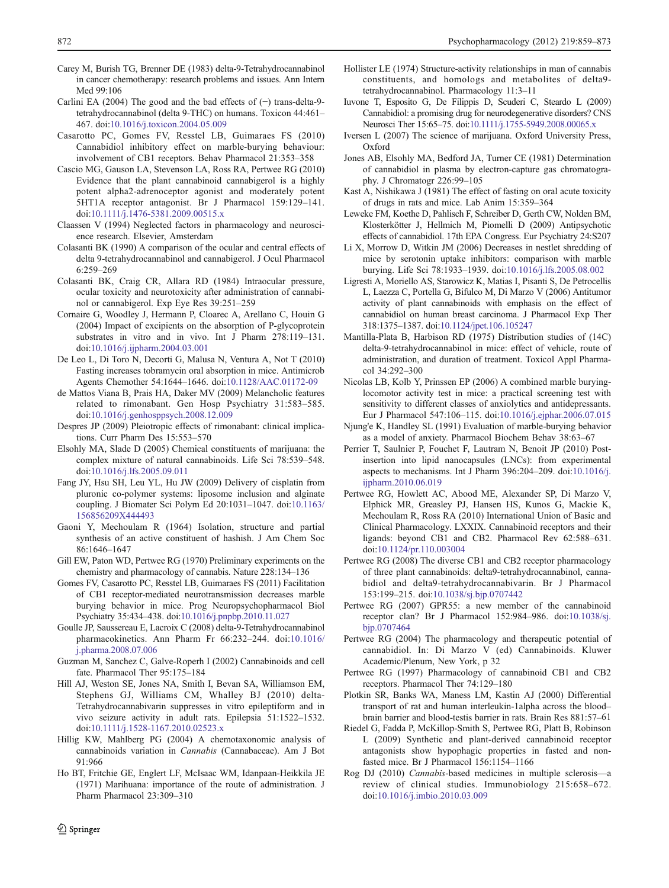Carey M, Burish TG, Brenner DE (1983) delta-9-Tetrahydrocannabinol in cancer chemotherapy: research problems and issues. Ann Intern Med 99:106

Carlini EA (2004) The good and the bad effects of (−) trans-delta-9-tetrahydrocannabinol (delta 9-THC) on humans. Toxicon 44:461–467. doi:10.1016/j.toxicon.2004.05.009

Casarotto PC, Gomes FV, Resstel LB, Guimaraes FS (2010) Cannabidiol inhibitory effect on marble-burying behaviour: involvement of CB1 receptors. Behav Pharmacol 21:353–358

Cascio MG, Gauson LA, Stevenson LA, Ross RA, Pertwee RG (2010) Evidence that the plant cannabinoid cannabigerol is a highly potent alpha2-adrenoceptor agonist and moderately potent 5HT1A receptor antagonist. Br J Pharmacol 159:129–141. doi:10.1111/j.1476-5381.2009.00515.x

Claassen V (1994) Neglected factors in pharmacology and neuroscience research. Elsevier, Amsterdam

Colasanti BK (1990) A comparison of the ocular and central effects of delta 9-tetrahydrocannabinol and cannabigerol. J Ocul Pharmacol 6:259–269

Colasanti BK, Craig CR, Allara RD (1984) Intraocular pressure, ocular toxicity and neurotoxicity after administration of cannabinol or cannabigerol. Exp Eye Res 39:251–259

Cornaire G, Woodley J, Hermann P, Cloarec A, Arellano C, Houin G (2004) Impact of excipients on the absorption of P-glycoprotein substrates in vitro and in vivo. Int J Pharm 278:119–131. doi:10.1016/j.ijpharm.2004.03.001

De Leo L, Di Toro N, Decorti G, Malusa N, Ventura A, Not T (2010) Fasting increases tobramycin oral absorption in mice. Antimicrob Agents Chemother 54:1644–1646. doi:10.1128/AAC.01172-09

de Mattos Viana B, Prais HA, Daker MV (2009) Melancholic features related to rimonabant. Gen Hosp Psychiatry 31:583–585. doi:10.1016/j.genhosppsych.2008.12.009

Despres JP (2009) Pleiotropic effects of rimonabant: clinical implications. Curr Pharm Des 15:553–570

Elsohly MA, Slade D (2005) Chemical constituents of marijuana: the complex mixture of natural cannabinoids. Life Sci 78:539–548. doi:10.1016/j.lfs.2005.09.011

Fang JY, Hsu SH, Leu YL, Hu JW (2009) Delivery of cisplatin from pluronic co-polymer systems: liposome inclusion and alginate coupling. J Biomater Sci Polym Ed 20:1031–1047. doi:10.1163/156856209X444493

Gaoni Y, Mechoulam R (1964) Isolation, structure and partial synthesis of an active constituent of hashish. J Am Chem Soc 86:1646–1647

Gill EW, Paton WD, Pertwee RG (1970) Preliminary experiments on the chemistry and pharmacology of cannabis. Nature 228:134–136

Gomes FV, Casarotto PC, Resstel LB, Guimaraes FS (2011) Facilitation of CB1 receptor-mediated neurotransmission decreases marble burying behavior in mice. Prog Neuropsychopharmacol Biol Psychiatry 35:434–438. doi:10.1016/j.pnpbp.2010.11.027

Goulle JP, Saussereau E, Lacroix C (2008) delta-9-Tetrahydrocannabinol pharmacokinetics. Ann Pharm Fr 66:232–244. doi:10.1016/j.pharma.2008.07.006

Guzman M, Sanchez C, Galve-Roperh I (2002) Cannabinoids and cell fate. Pharmacol Ther 95:175–184

Hill AJ, Weston SE, Jones NA, Smith I, Bevan SA, Williamson EM, Stephens GJ, Williams CM, Whalley BJ (2010) delta-Tetrahydrocannabivarin suppresses in vitro epileptiform and in vivo seizure activity in adult rats. Epilepsia 51:1522–1532. doi:10.1111/j.1528-1167.2010.02523.x

Hillig KW, Mahlberg PG (2004) A chemotaxonomic analysis of cannabinoids variation in *Cannabis* (Cannabaceae). Am J Bot 91:966

Ho BT, Fritchie GE, Englert LF, McIsaac WM, Idanpaan-Heikkila JE (1971) Marihuana: importance of the route of administration. J Pharm Pharmacol 23:309–310

Hollister LE (1974) Structure-activity relationships in man of cannabis constituents, and homologs and metabolites of delta9-tetrahydrocannabinol. Pharmacology 11:3–11

Iuvone T, Esposito G, De Filippis D, Scuderi C, Steardo L (2009) Cannabidiol: a promising drug for neurodegenerative disorders? CNS Neurosci Ther 15:65–75. doi:10.1111/j.1755-5949.2008.00065.x

Iversen L (2007) The science of marijuana. Oxford University Press, Oxford

Jones AB, Elsohly MA, Bedford JA, Turner CE (1981) Determination of cannabidiol in plasma by electron-capture gas chromatography. J Chromatogr 226:99–105

Kast A, Nishikawa J (1981) The effect of fasting on oral acute toxicity of drugs in rats and mice. Lab Anim 15:359–364

Leweke FM, Koethe D, Pahlisch F, Schreiber D, Gerth CW, Nolden BM, Klosterkötter J, Hellmich M, Piomelli D (2009) Antipsychotic effects of cannabidiol. 17th EPA Congress. Eur Psychiatry 24:S207

Li X, Morrow D, Witkin JM (2006) Decreases in nestlet shredding of mice by serotonin uptake inhibitors: comparison with marble burying. Life Sci 78:1933–1939. doi:10.1016/j.lfs.2005.08.002

Ligresti A, Moriello AS, Starowicz K, Matias I, Pisanti S, De Petrocellis L, Laezza C, Portella G, Bifulco M, Di Marzo V (2006) Antitumor activity of plant cannabinoids with emphasis on the effect of cannabidiol on human breast carcinoma. J Pharmacol Exp Ther 318:1375–1387. doi:10.1124/jpet.106.105247

Mantilla-Plata B, Harbison RD (1975) Distribution studies of (14C) delta-9-tetrahydrocannabinol in mice: effect of vehicle, route of administration, and duration of treatment. Toxicol Appl Pharmacol 34:292–300

Nicolas LB, Kolb Y, Prinssen EP (2006) A combined marble burying-locomotor activity test in mice: a practical screening test with sensitivity to different classes of anxiolytics and antidepressants. Eur J Pharmacol 547:106–115. doi:10.1016/j.ejphar.2006.07.015

Njung'e K, Handley SL (1991) Evaluation of marble-burying behavior as a model of anxiety. Pharmacol Biochem Behav 38:63–67

Perrier T, Saulnier P, Fouchet F, Lautram N, Benoit JP (2010) Post-insertion into lipid nanocapsules (LNCs): from experimental aspects to mechanisms. Int J Pharm 396:204–209. doi:10.1016/j.ijpharm.2010.06.019

Pertwee RG, Howlett AC, Abood ME, Alexander SP, Di Marzo V, Elphick MR, Greasley PJ, Hansen HS, Kunos G, Mackie K, Mechoulam R, Ross RA (2010) International Union of Basic and Clinical Pharmacology. LXXIX. Cannabinoid receptors and their ligands: beyond CB1 and CB2. Pharmacol Rev 62:588–631. doi:10.1124/pr.110.003004

Pertwee RG (2008) The diverse CB1 and CB2 receptor pharmacology of three plant cannabinoids: delta9-tetrahydrocannabinol, cannabidiol and delta9-tetrahydrocannabivarin. Br J Pharmacol 153:199–215. doi:10.1038/sj.bjp.0707442

Pertwee RG (2007) GPR55: a new member of the cannabinoid receptor clan? Br J Pharmacol 152:984–986. doi:10.1038/sj.bjp.0707464

Pertwee RG (2004) The pharmacology and therapeutic potential of cannabidiol. In: Di Marzo V (ed) Cannabinoids. Kluwer Academic/Plenum, New York, p 32

Pertwee RG (1997) Pharmacology of cannabinoid CB1 and CB2 receptors. Pharmacol Ther 74:129–180

Plotkin SR, Banks WA, Maness LM, Kastin AJ (2000) Differential transport of rat and human interleukin-1alpha across the blood–brain barrier and blood-testis barrier in rats. Brain Res 881:57–61

Riedel G, Fadda P, McKillop-Smith S, Pertwee RG, Platt B, Robinson L (2009) Synthetic and plant-derived cannabinoid receptor antagonists show hypophagic properties in fasted and non-fasted mice. Br J Pharmacol 156:1154–1166

Rog DJ (2010) *Cannabis*-based medicines in multiple sclerosis—a review of clinical studies. Immunobiology 215:658–672. doi:10.1016/j.imbio.2010.03.009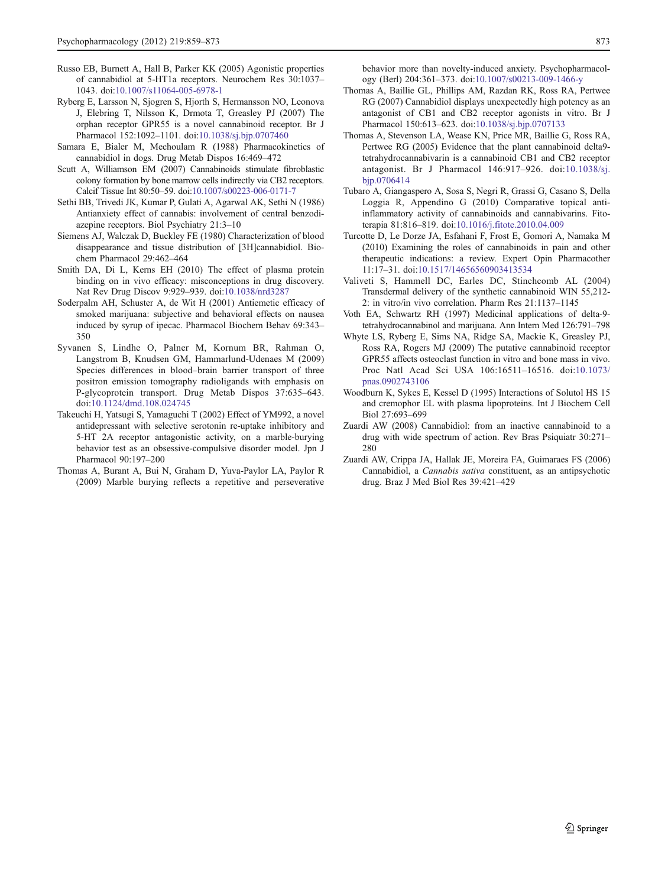Russo EB, Burnett A, Hall B, Parker KK (2005) Agonistic properties of cannabidiol at 5-HT1a receptors. Neurochem Res 30:1037–1043. doi:10.1007/s11064-005-6978-1

Ryberg E, Larsson N, Sjogren S, Hjorth S, Hermansson NO, Leonova J, Elebring T, Nilsson K, Drmota T, Greasley PJ (2007) The orphan receptor GPR55 is a novel cannabinoid receptor. Br J Pharmacol 152:1092–1101. doi:10.1038/sj.bjp.0707460

Samara E, Bialer M, Mechoulam R (1988) Pharmacokinetics of cannabidiol in dogs. Drug Metab Dispos 16:469–472

Scutt A, Williamson EM (2007) Cannabinoids stimulate fibroblastic colony formation by bone marrow cells indirectly via CB2 receptors. Calcif Tissue Int 80:50–59. doi:10.1007/s00223-006-0171-7

Sethi BB, Trivedi JK, Kumar P, Gulati A, Agarwal AK, Sethi N (1986) Antianxiety effect of cannabis: involvement of central benzodiazepine receptors. Biol Psychiatry 21:3–10

Siemens AJ, Walczak D, Buckley FE (1980) Characterization of blood disappearance and tissue distribution of [3H]cannabidiol. Biochem Pharmacol 29:462–464

Smith DA, Di L, Kerns EH (2010) The effect of plasma protein binding on in vivo efficacy: misconceptions in drug discovery. Nat Rev Drug Discov 9:929–939. doi:10.1038/nrd3287

Soderpalm AH, Schuster A, de Wit H (2001) Antiemetic efficacy of smoked marijuana: subjective and behavioral effects on nausea induced by syrup of ipecac. Pharmacol Biochem Behav 69:343–350

Syvanen S, Lindhe O, Palner M, Kornum BR, Rahman O, Langstrom B, Knudsen GM, Hammarlund-Udenaes M (2009) Species differences in blood–brain barrier transport of three positron emission tomography radioligands with emphasis on P-glycoprotein transport. Drug Metab Dispos 37:635–643. doi:10.1124/dmd.108.024745

Takeuchi H, Yatsugi S, Yamaguchi T (2002) Effect of YM992, a novel antidepressant with selective serotonin re-uptake inhibitory and 5-HT 2A receptor antagonistic activity, on a marble-burying behavior test as an obsessive-compulsive disorder model. Jpn J Pharmacol 90:197–200

Thomas A, Burant A, Bui N, Graham D, Yuva-Paylor LA, Paylor R (2009) Marble burying reflects a repetitive and perseverative behavior more than novelty-induced anxiety. Psychopharmacology (Berl) 204:361–373. doi:10.1007/s00213-009-1466-y

Thomas A, Baillie GL, Phillips AM, Razdan RK, Ross RA, Pertwee RG (2007) Cannabidiol displays unexpectedly high potency as an antagonist of CB1 and CB2 receptor agonists in vitro. Br J Pharmacol 150:613–623. doi:10.1038/sj.bjp.0707133

Thomas A, Stevenson LA, Wease KN, Price MR, Baillie G, Ross RA, Pertwee RG (2005) Evidence that the plant cannabinoid delta9-tetrahydrocannabivarin is a cannabinoid CB1 and CB2 receptor antagonist. Br J Pharmacol 146:917–926. doi:10.1038/sj.bjp.0706414

Tubaro A, Giangaspero A, Sosa S, Negri R, Grassi G, Casano S, Della Loggia R, Appendino G (2010) Comparative topical anti-inflammatory activity of cannabinoids and cannabivarins. Fitoterapia 81:816–819. doi:10.1016/j.fitote.2010.04.009

Turcotte D, Le Dorze JA, Esfahani F, Frost E, Gomori A, Namaka M (2010) Examining the roles of cannabinoids in pain and other therapeutic indications: a review. Expert Opin Pharmacother 11:17–31. doi:10.1517/14656560903413534

Valiveti S, Hammell DC, Earles DC, Stinchcomb AL (2004) Transdermal delivery of the synthetic cannabinoid WIN 55,212-2: in vitro/in vivo correlation. Pharm Res 21:1137–1145

Voth EA, Schwartz RH (1997) Medicinal applications of delta-9-tetrahydrocannabinol and marijuana. Ann Intern Med 126:791–798

Whyte LS, Ryberg E, Sims NA, Ridge SA, Mackie K, Greasley PJ, Ross RA, Rogers MJ (2009) The putative cannabinoid receptor GPR55 affects osteoclast function in vitro and bone mass in vivo. Proc Natl Acad Sci USA 106:16511–16516. doi:10.1073/pnas.0902743106

Woodburn K, Sykes E, Kessel D (1995) Interactions of Solutol HS 15 and cremophor EL with plasma lipoproteins. Int J Biochem Cell Biol 27:693–699

Zuardi AW (2008) Cannabidiol: from an inactive cannabinoid to a drug with wide spectrum of action. Rev Bras Psiquiatr 30:271–280

Zuardi AW, Crippa JA, Hallak JE, Moreira FA, Guimaraes FS (2006) Cannabidiol, a *Cannabis sativa* constituent, as an antipsychotic drug. Braz J Med Biol Res 39:421–429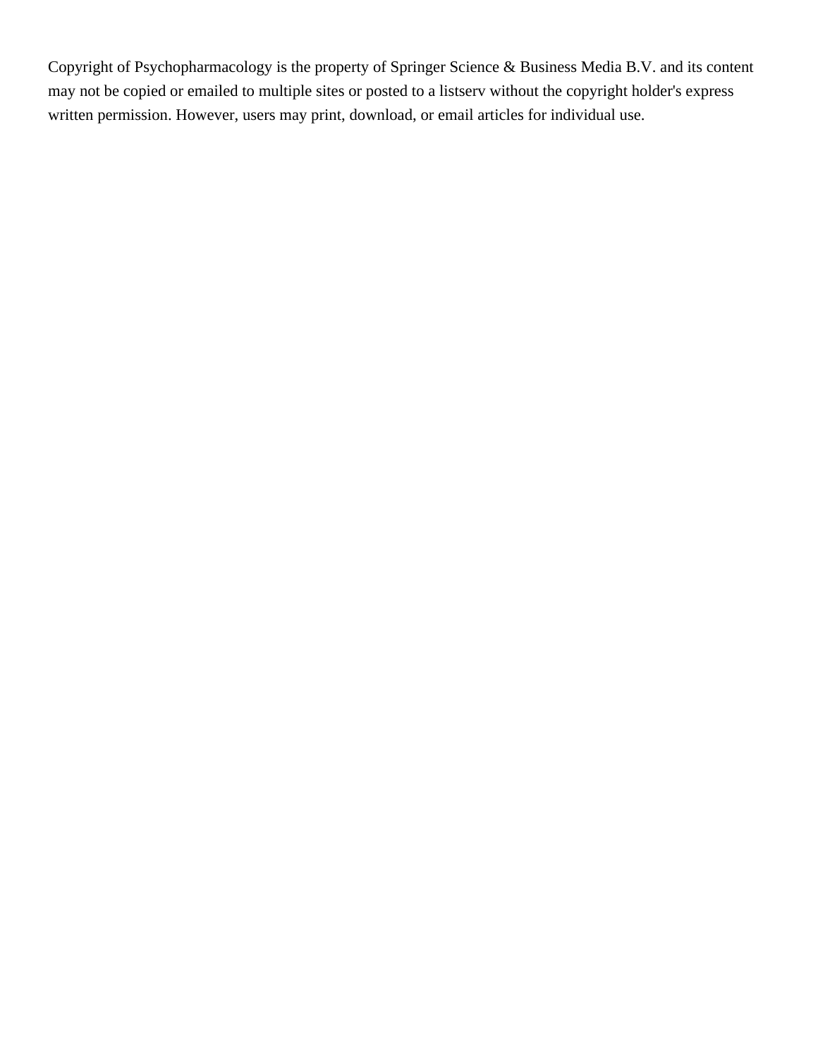Copyright of Psychopharmacology is the property of Springer Science & Business Media B.V. and its content may not be copied or emailed to multiple sites or posted to a listserv without the copyright holder's express written permission. However, users may print, download, or email articles for individual use.